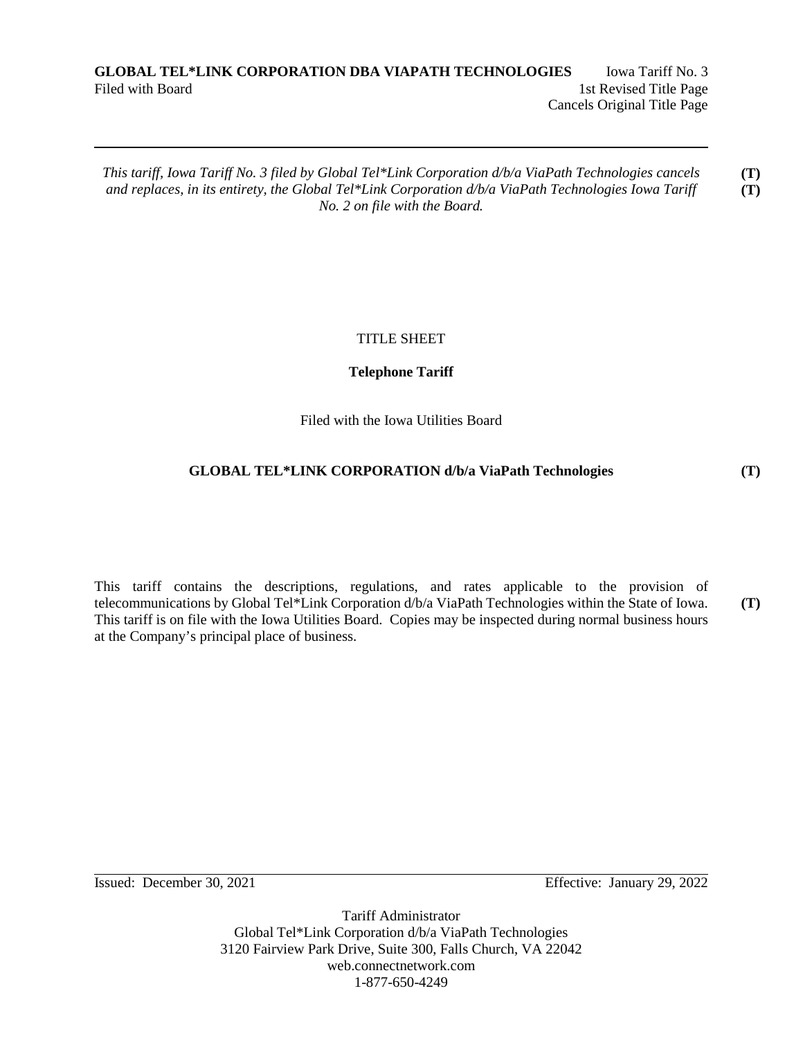**GLOBAL TEL*LINK CORPORATION DBA VIAPATH TECHNOLOGIES** Iowa Tariff No. 3
Filed with Board 1st Revised Title Page
Cancels Original Title Page

---

*This tariff, Iowa Tariff No. 3 filed by Global Tel*Link Corporation d/b/a ViaPath Technologies cancels and replaces, in its entirety, the Global Tel*Link Corporation d/b/a ViaPath Technologies Iowa Tariff No. 2 on file with the Board.* **(T)** **(T)**

TITLE SHEET

**Telephone Tariff**

Filed with the Iowa Utilities Board

**GLOBAL TEL*LINK CORPORATION d/b/a ViaPath Technologies** **(T)**

This tariff contains the descriptions, regulations, and rates applicable to the provision of telecommunications by Global Tel*Link Corporation d/b/a ViaPath Technologies within the State of Iowa. **(T)** This tariff is on file with the Iowa Utilities Board. Copies may be inspected during normal business hours at the Company's principal place of business.

---

Issued: December 30, 2021 Effective: January 29, 2022

Tariff Administrator
Global Tel*Link Corporation d/b/a ViaPath Technologies
3120 Fairview Park Drive, Suite 300, Falls Church, VA 22042
web.connectnetwork.com
1-877-650-4249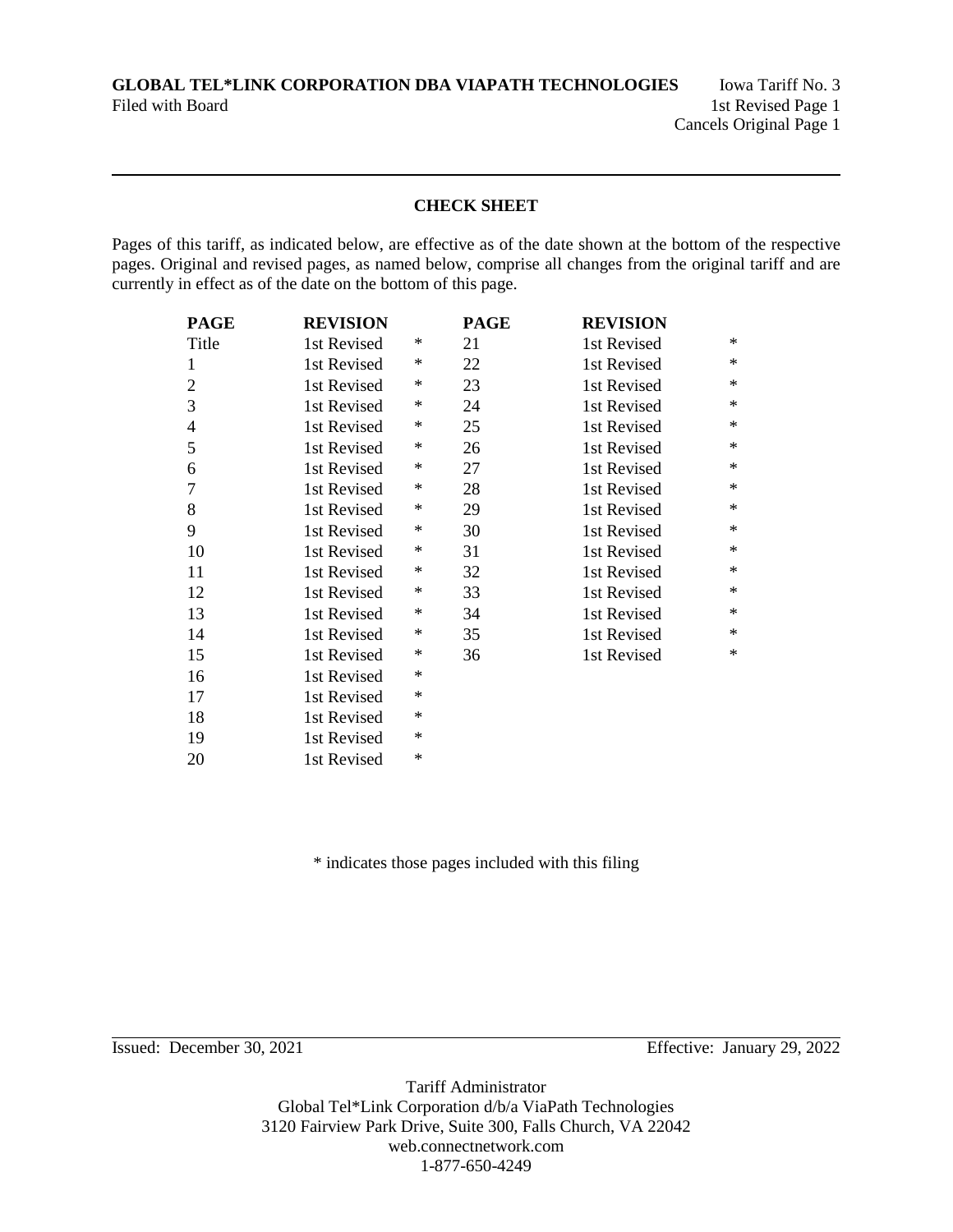**GLOBAL TEL*LINK CORPORATION DBA VIAPATH TECHNOLOGIES** Iowa Tariff No. 3
Filed with Board 1st Revised Page 1
Cancels Original Page 1

## CHECK SHEET

Pages of this tariff, as indicated below, are effective as of the date shown at the bottom of the respective pages. Original and revised pages, as named below, comprise all changes from the original tariff and are currently in effect as of the date on the bottom of this page.

| PAGE | REVISION | | PAGE | REVISION | |
|---|---|---|---|---|---|
| Title | 1st Revised | * | 21 | 1st Revised | * |
| 1 | 1st Revised | * | 22 | 1st Revised | * |
| 2 | 1st Revised | * | 23 | 1st Revised | * |
| 3 | 1st Revised | * | 24 | 1st Revised | * |
| 4 | 1st Revised | * | 25 | 1st Revised | * |
| 5 | 1st Revised | * | 26 | 1st Revised | * |
| 6 | 1st Revised | * | 27 | 1st Revised | * |
| 7 | 1st Revised | * | 28 | 1st Revised | * |
| 8 | 1st Revised | * | 29 | 1st Revised | * |
| 9 | 1st Revised | * | 30 | 1st Revised | * |
| 10 | 1st Revised | * | 31 | 1st Revised | * |
| 11 | 1st Revised | * | 32 | 1st Revised | * |
| 12 | 1st Revised | * | 33 | 1st Revised | * |
| 13 | 1st Revised | * | 34 | 1st Revised | * |
| 14 | 1st Revised | * | 35 | 1st Revised | * |
| 15 | 1st Revised | * | 36 | 1st Revised | * |
| 16 | 1st Revised | * | | | |
| 17 | 1st Revised | * | | | |
| 18 | 1st Revised | * | | | |
| 19 | 1st Revised | * | | | |
| 20 | 1st Revised | * | | | |

\* indicates those pages included with this filing

Issued: December 30, 2021 Effective: January 29, 2022

Tariff Administrator
Global Tel*Link Corporation d/b/a ViaPath Technologies
3120 Fairview Park Drive, Suite 300, Falls Church, VA 22042
web.connectnetwork.com
1-877-650-4249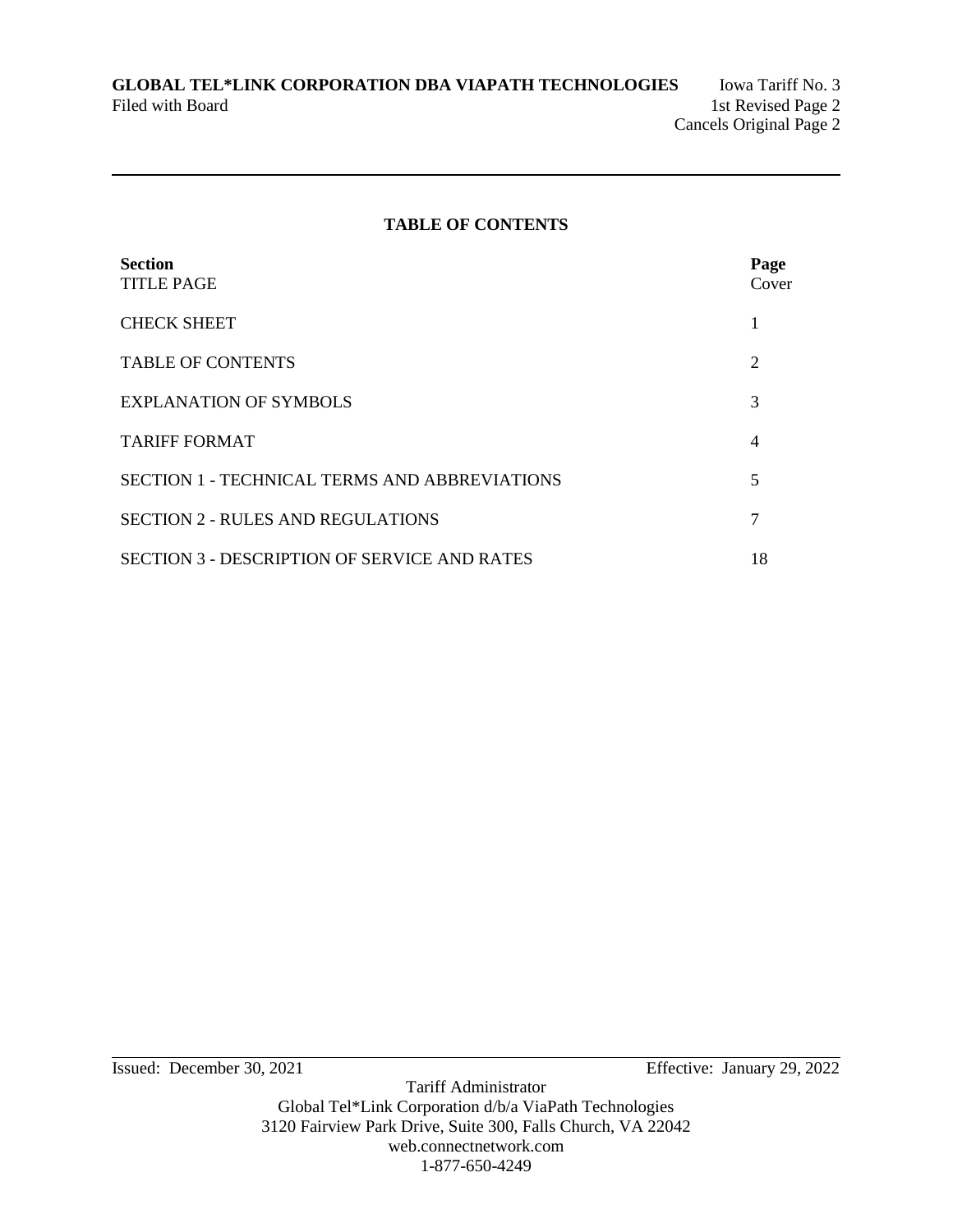## TABLE OF CONTENTS

| Section | Page |
|---|---|
| TITLE PAGE | Cover |
| CHECK SHEET | 1 |
| TABLE OF CONTENTS | 2 |
| EXPLANATION OF SYMBOLS | 3 |
| TARIFF FORMAT | 4 |
| SECTION 1 - TECHNICAL TERMS AND ABBREVIATIONS | 5 |
| SECTION 2 - RULES AND REGULATIONS | 7 |
| SECTION 3 - DESCRIPTION OF SERVICE AND RATES | 18 |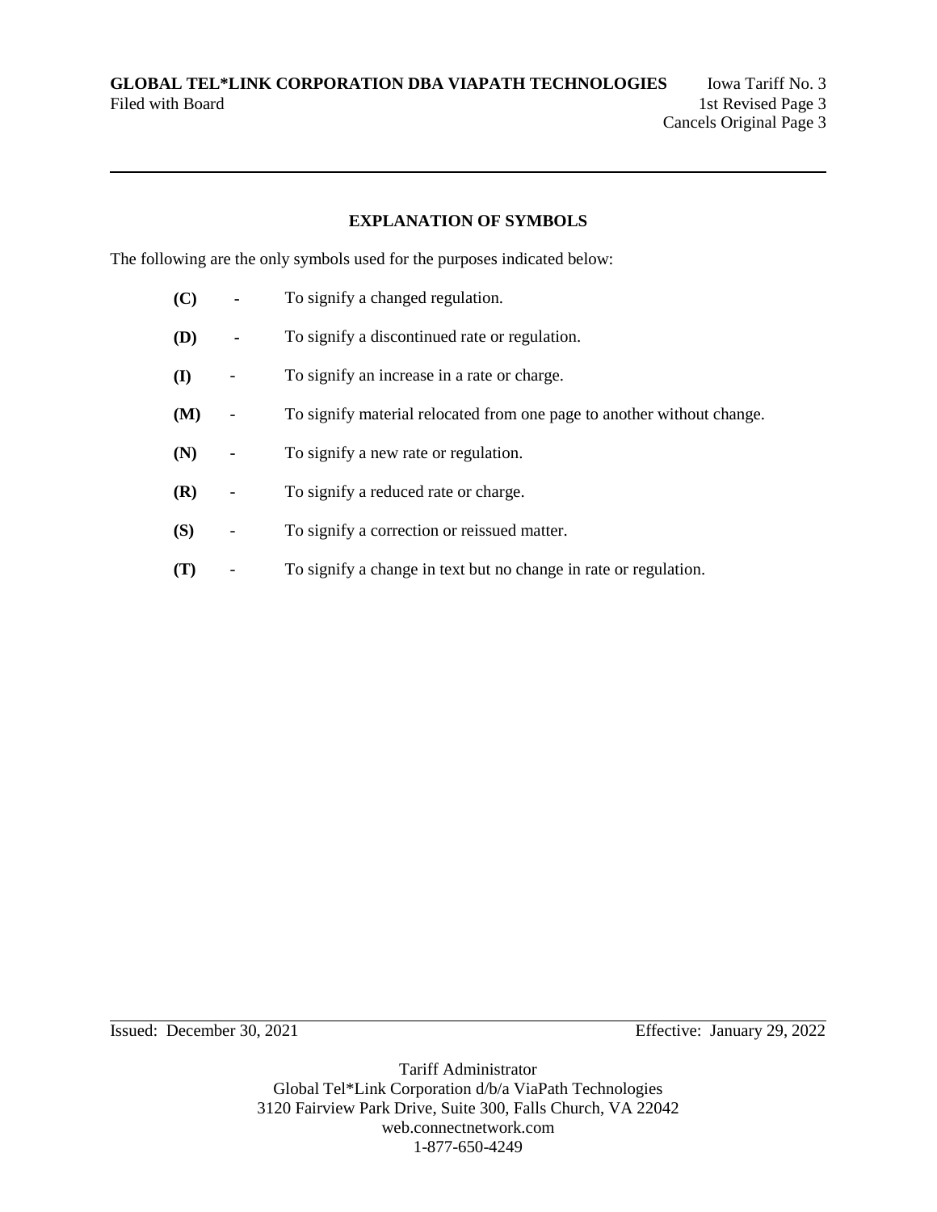## EXPLANATION OF SYMBOLS

The following are the only symbols used for the purposes indicated below:

| | | |
|---|---|---|
| **(C)** | - | To signify a changed regulation. |
| **(D)** | - | To signify a discontinued rate or regulation. |
| **(I)** | - | To signify an increase in a rate or charge. |
| **(M)** | - | To signify material relocated from one page to another without change. |
| **(N)** | - | To signify a new rate or regulation. |
| **(R)** | - | To signify a reduced rate or charge. |
| **(S)** | - | To signify a correction or reissued matter. |
| **(T)** | - | To signify a change in text but no change in rate or regulation. |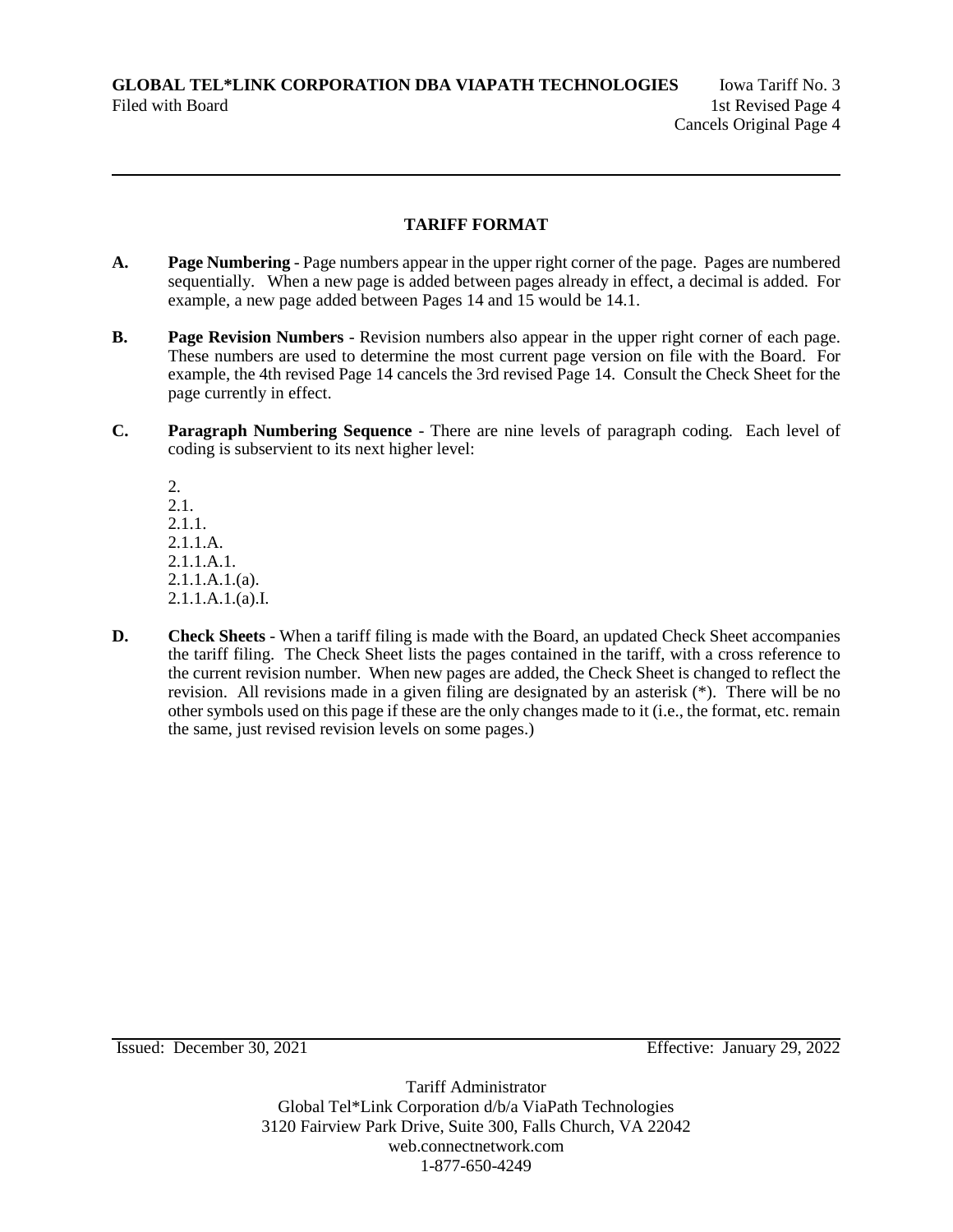## TARIFF FORMAT

**A.** **Page Numbering** - Page numbers appear in the upper right corner of the page. Pages are numbered sequentially. When a new page is added between pages already in effect, a decimal is added. For example, a new page added between Pages 14 and 15 would be 14.1.

**B.** **Page Revision Numbers** - Revision numbers also appear in the upper right corner of each page. These numbers are used to determine the most current page version on file with the Board. For example, the 4th revised Page 14 cancels the 3rd revised Page 14. Consult the Check Sheet for the page currently in effect.

**C.** **Paragraph Numbering Sequence** - There are nine levels of paragraph coding. Each level of coding is subservient to its next higher level:

2.
2.1.
2.1.1.
2.1.1.A.
2.1.1.A.1.
2.1.1.A.1.(a).
2.1.1.A.1.(a).I.

**D.** **Check Sheets** - When a tariff filing is made with the Board, an updated Check Sheet accompanies the tariff filing. The Check Sheet lists the pages contained in the tariff, with a cross reference to the current revision number. When new pages are added, the Check Sheet is changed to reflect the revision. All revisions made in a given filing are designated by an asterisk (*). There will be no other symbols used on this page if these are the only changes made to it (i.e., the format, etc. remain the same, just revised revision levels on some pages.)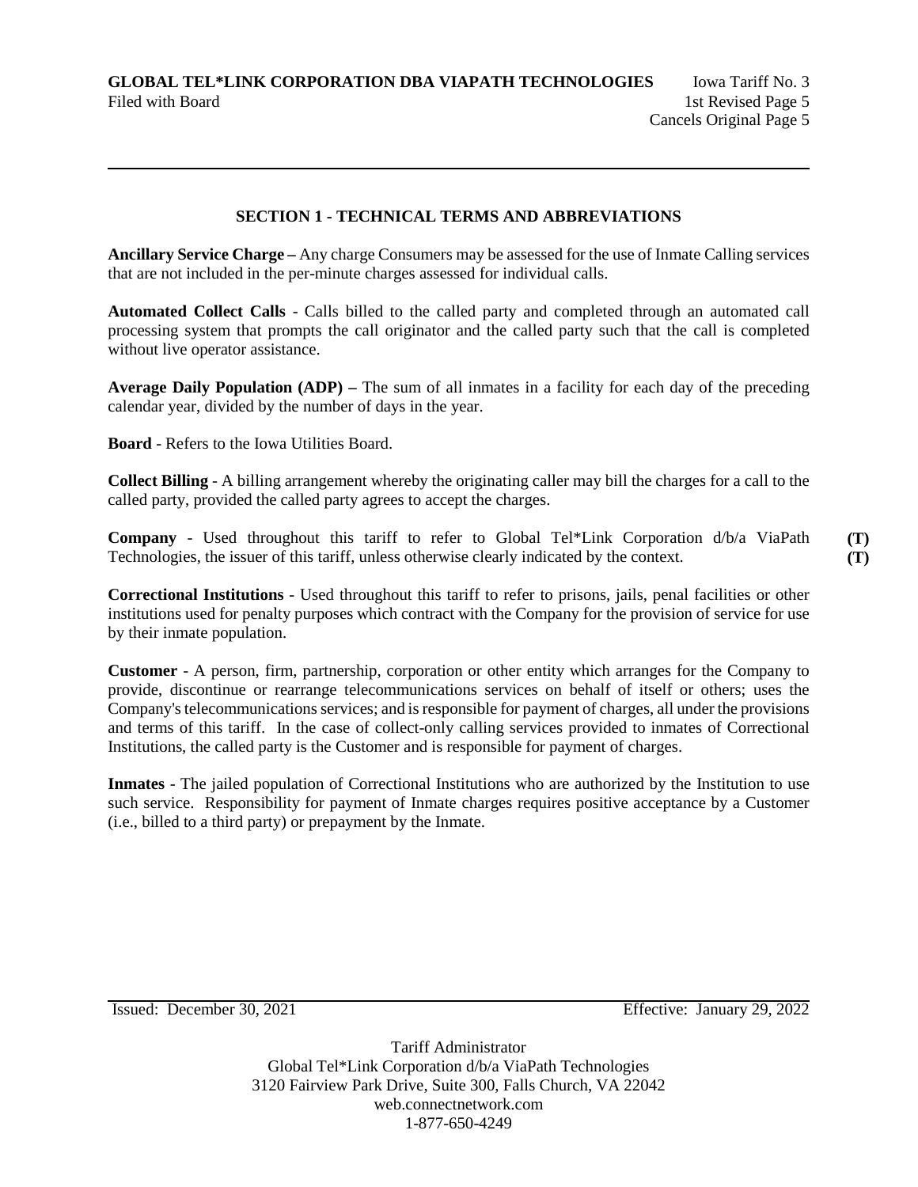## SECTION 1 - TECHNICAL TERMS AND ABBREVIATIONS

**Ancillary Service Charge –** Any charge Consumers may be assessed for the use of Inmate Calling services that are not included in the per-minute charges assessed for individual calls.

**Automated Collect Calls** - Calls billed to the called party and completed through an automated call processing system that prompts the call originator and the called party such that the call is completed without live operator assistance.

**Average Daily Population (ADP) –** The sum of all inmates in a facility for each day of the preceding calendar year, divided by the number of days in the year.

**Board** - Refers to the Iowa Utilities Board.

**Collect Billing** - A billing arrangement whereby the originating caller may bill the charges for a call to the called party, provided the called party agrees to accept the charges.

**Company** - Used throughout this tariff to refer to Global Tel*Link Corporation d/b/a ViaPath Technologies, the issuer of this tariff, unless otherwise clearly indicated by the context. **(T)** **(T)**

**Correctional Institutions** - Used throughout this tariff to refer to prisons, jails, penal facilities or other institutions used for penalty purposes which contract with the Company for the provision of service for use by their inmate population.

**Customer** - A person, firm, partnership, corporation or other entity which arranges for the Company to provide, discontinue or rearrange telecommunications services on behalf of itself or others; uses the Company's telecommunications services; and is responsible for payment of charges, all under the provisions and terms of this tariff. In the case of collect-only calling services provided to inmates of Correctional Institutions, the called party is the Customer and is responsible for payment of charges.

**Inmates** - The jailed population of Correctional Institutions who are authorized by the Institution to use such service. Responsibility for payment of Inmate charges requires positive acceptance by a Customer (i.e., billed to a third party) or prepayment by the Inmate.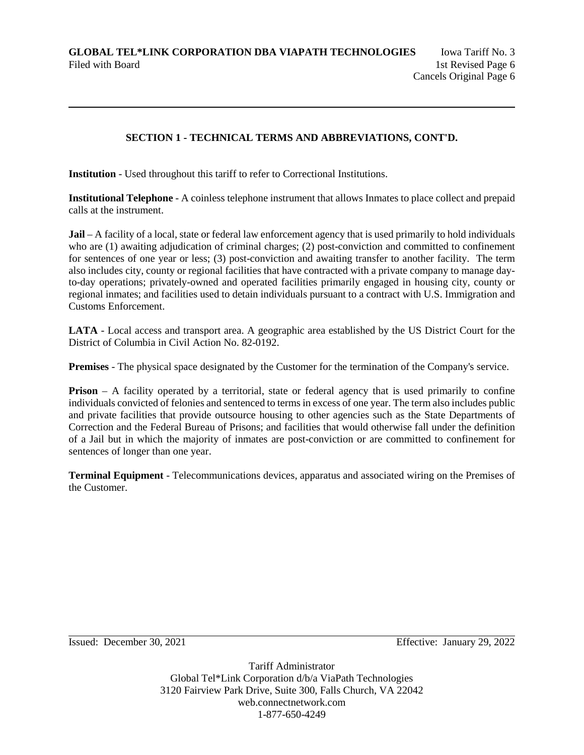## SECTION 1 - TECHNICAL TERMS AND ABBREVIATIONS, CONT'D.

**Institution** - Used throughout this tariff to refer to Correctional Institutions.

**Institutional Telephone** - A coinless telephone instrument that allows Inmates to place collect and prepaid calls at the instrument.

**Jail** – A facility of a local, state or federal law enforcement agency that is used primarily to hold individuals who are (1) awaiting adjudication of criminal charges; (2) post-conviction and committed to confinement for sentences of one year or less; (3) post-conviction and awaiting transfer to another facility. The term also includes city, county or regional facilities that have contracted with a private company to manage day-to-day operations; privately-owned and operated facilities primarily engaged in housing city, county or regional inmates; and facilities used to detain individuals pursuant to a contract with U.S. Immigration and Customs Enforcement.

**LATA** - Local access and transport area. A geographic area established by the US District Court for the District of Columbia in Civil Action No. 82-0192.

**Premises** - The physical space designated by the Customer for the termination of the Company's service.

**Prison** – A facility operated by a territorial, state or federal agency that is used primarily to confine individuals convicted of felonies and sentenced to terms in excess of one year. The term also includes public and private facilities that provide outsource housing to other agencies such as the State Departments of Correction and the Federal Bureau of Prisons; and facilities that would otherwise fall under the definition of a Jail but in which the majority of inmates are post-conviction or are committed to confinement for sentences of longer than one year.

**Terminal Equipment** - Telecommunications devices, apparatus and associated wiring on the Premises of the Customer.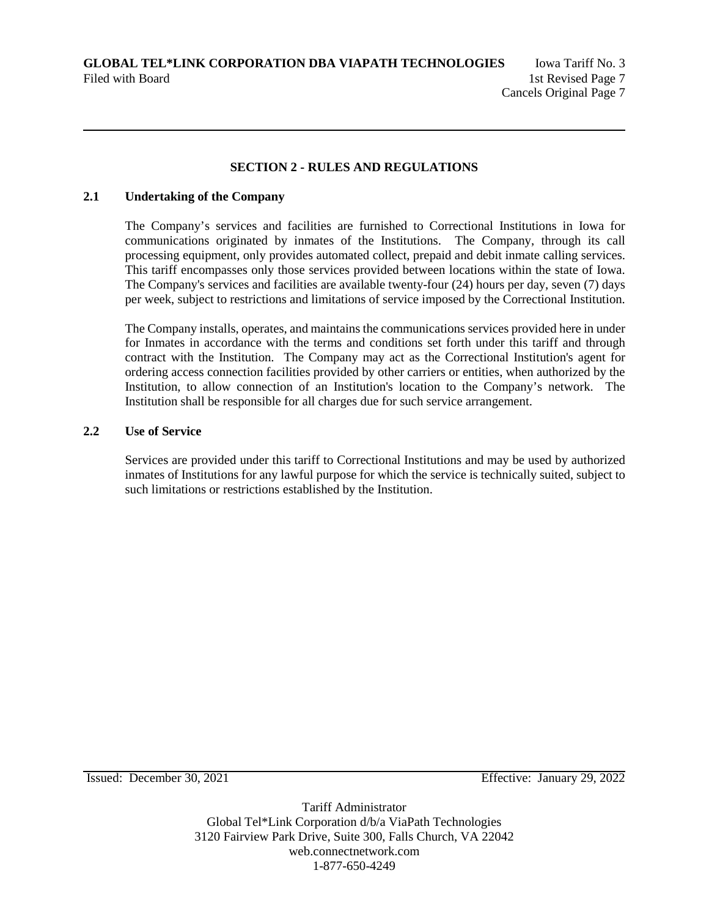## SECTION 2 - RULES AND REGULATIONS

### 2.1 Undertaking of the Company

The Company's services and facilities are furnished to Correctional Institutions in Iowa for communications originated by inmates of the Institutions. The Company, through its call processing equipment, only provides automated collect, prepaid and debit inmate calling services. This tariff encompasses only those services provided between locations within the state of Iowa. The Company's services and facilities are available twenty-four (24) hours per day, seven (7) days per week, subject to restrictions and limitations of service imposed by the Correctional Institution.

The Company installs, operates, and maintains the communications services provided here in under for Inmates in accordance with the terms and conditions set forth under this tariff and through contract with the Institution. The Company may act as the Correctional Institution's agent for ordering access connection facilities provided by other carriers or entities, when authorized by the Institution, to allow connection of an Institution's location to the Company's network. The Institution shall be responsible for all charges due for such service arrangement.

### 2.2 Use of Service

Services are provided under this tariff to Correctional Institutions and may be used by authorized inmates of Institutions for any lawful purpose for which the service is technically suited, subject to such limitations or restrictions established by the Institution.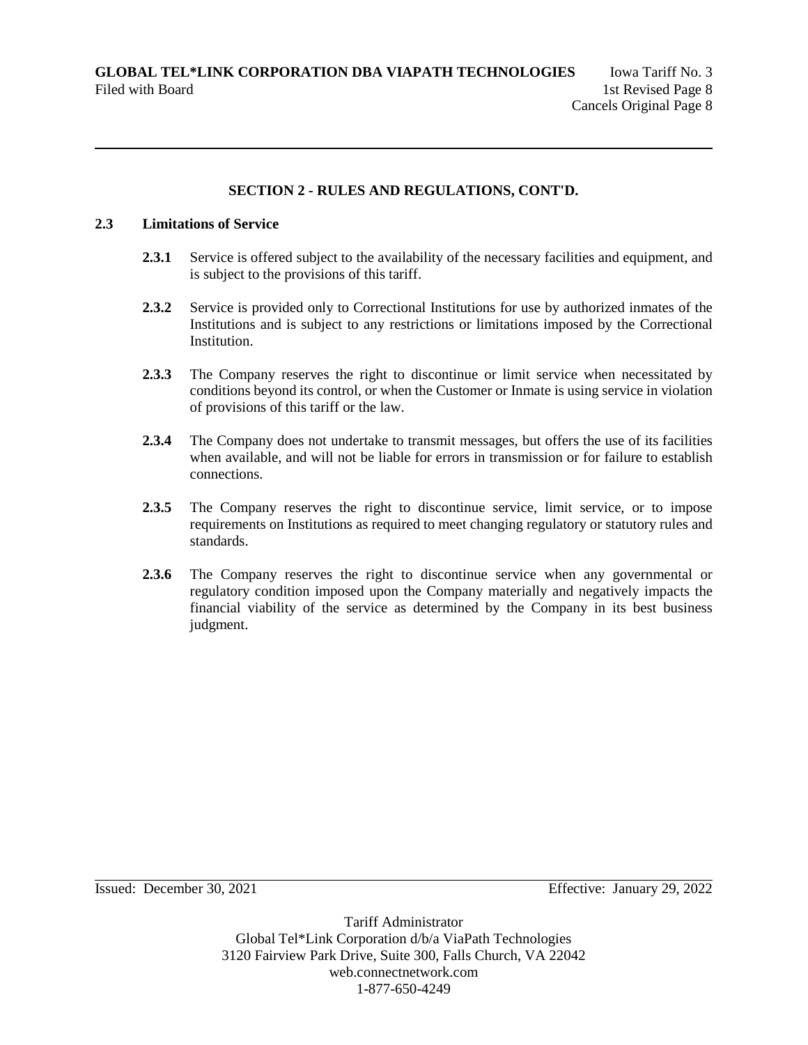## SECTION 2 - RULES AND REGULATIONS, CONT'D.

### 2.3 Limitations of Service

**2.3.1** Service is offered subject to the availability of the necessary facilities and equipment, and is subject to the provisions of this tariff.

**2.3.2** Service is provided only to Correctional Institutions for use by authorized inmates of the Institutions and is subject to any restrictions or limitations imposed by the Correctional Institution.

**2.3.3** The Company reserves the right to discontinue or limit service when necessitated by conditions beyond its control, or when the Customer or Inmate is using service in violation of provisions of this tariff or the law.

**2.3.4** The Company does not undertake to transmit messages, but offers the use of its facilities when available, and will not be liable for errors in transmission or for failure to establish connections.

**2.3.5** The Company reserves the right to discontinue service, limit service, or to impose requirements on Institutions as required to meet changing regulatory or statutory rules and standards.

**2.3.6** The Company reserves the right to discontinue service when any governmental or regulatory condition imposed upon the Company materially and negatively impacts the financial viability of the service as determined by the Company in its best business judgment.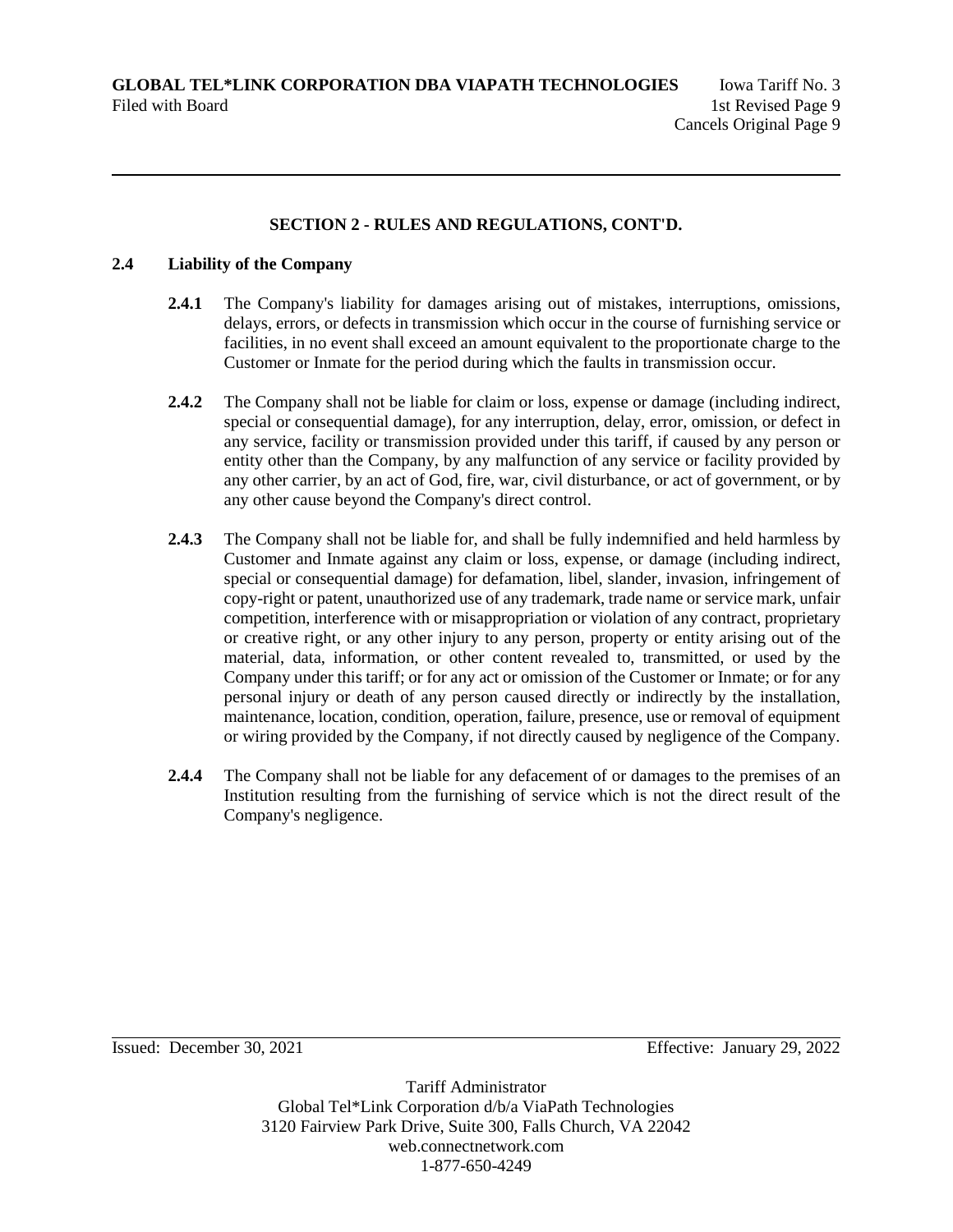## SECTION 2 - RULES AND REGULATIONS, CONT'D.

### 2.4 Liability of the Company

**2.4.1** The Company's liability for damages arising out of mistakes, interruptions, omissions, delays, errors, or defects in transmission which occur in the course of furnishing service or facilities, in no event shall exceed an amount equivalent to the proportionate charge to the Customer or Inmate for the period during which the faults in transmission occur.

**2.4.2** The Company shall not be liable for claim or loss, expense or damage (including indirect, special or consequential damage), for any interruption, delay, error, omission, or defect in any service, facility or transmission provided under this tariff, if caused by any person or entity other than the Company, by any malfunction of any service or facility provided by any other carrier, by an act of God, fire, war, civil disturbance, or act of government, or by any other cause beyond the Company's direct control.

**2.4.3** The Company shall not be liable for, and shall be fully indemnified and held harmless by Customer and Inmate against any claim or loss, expense, or damage (including indirect, special or consequential damage) for defamation, libel, slander, invasion, infringement of copy-right or patent, unauthorized use of any trademark, trade name or service mark, unfair competition, interference with or misappropriation or violation of any contract, proprietary or creative right, or any other injury to any person, property or entity arising out of the material, data, information, or other content revealed to, transmitted, or used by the Company under this tariff; or for any act or omission of the Customer or Inmate; or for any personal injury or death of any person caused directly or indirectly by the installation, maintenance, location, condition, operation, failure, presence, use or removal of equipment or wiring provided by the Company, if not directly caused by negligence of the Company.

**2.4.4** The Company shall not be liable for any defacement of or damages to the premises of an Institution resulting from the furnishing of service which is not the direct result of the Company's negligence.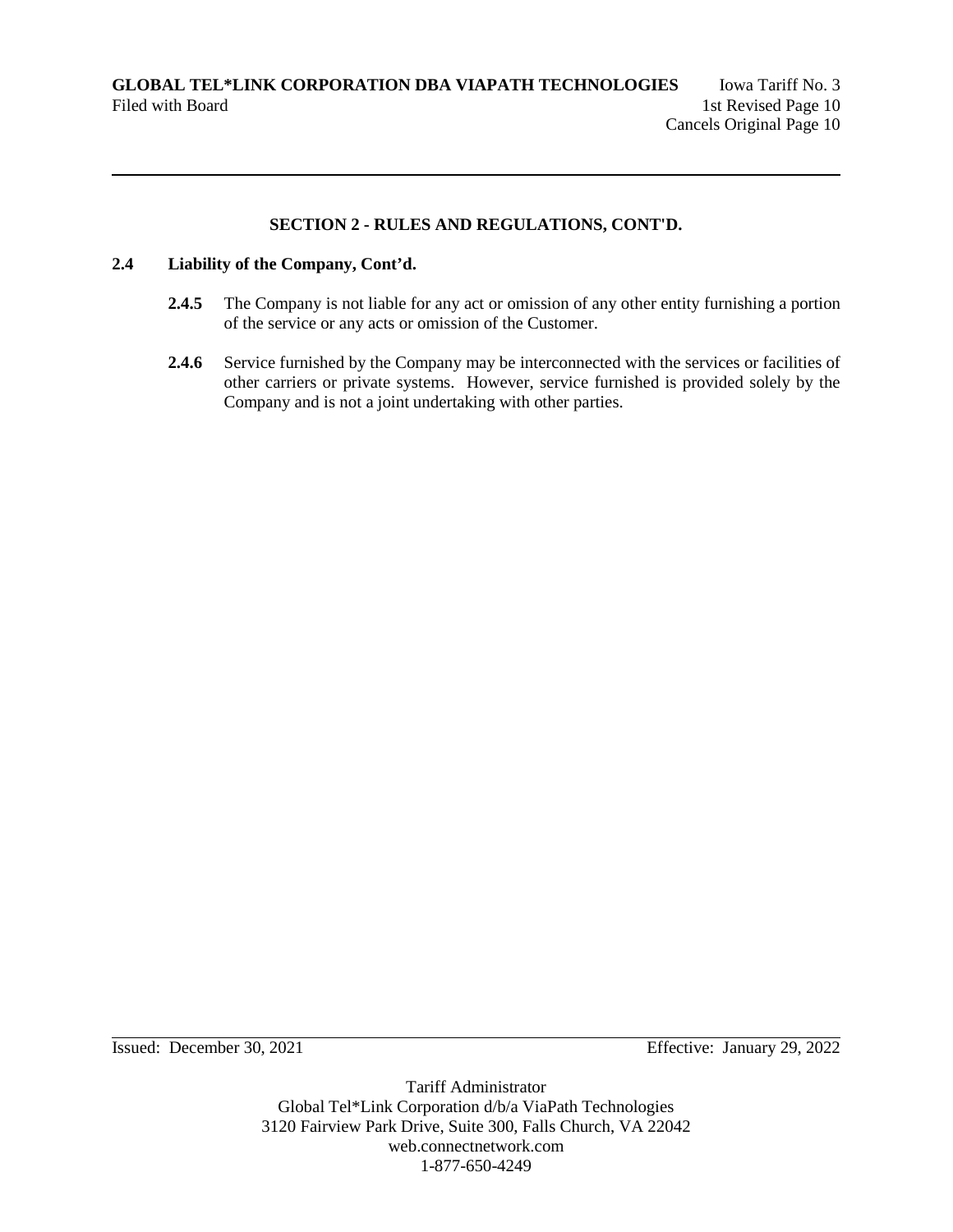## SECTION 2 - RULES AND REGULATIONS, CONT'D.

### 2.4 Liability of the Company, Cont'd.

**2.4.5** The Company is not liable for any act or omission of any other entity furnishing a portion of the service or any acts or omission of the Customer.

**2.4.6** Service furnished by the Company may be interconnected with the services or facilities of other carriers or private systems. However, service furnished is provided solely by the Company and is not a joint undertaking with other parties.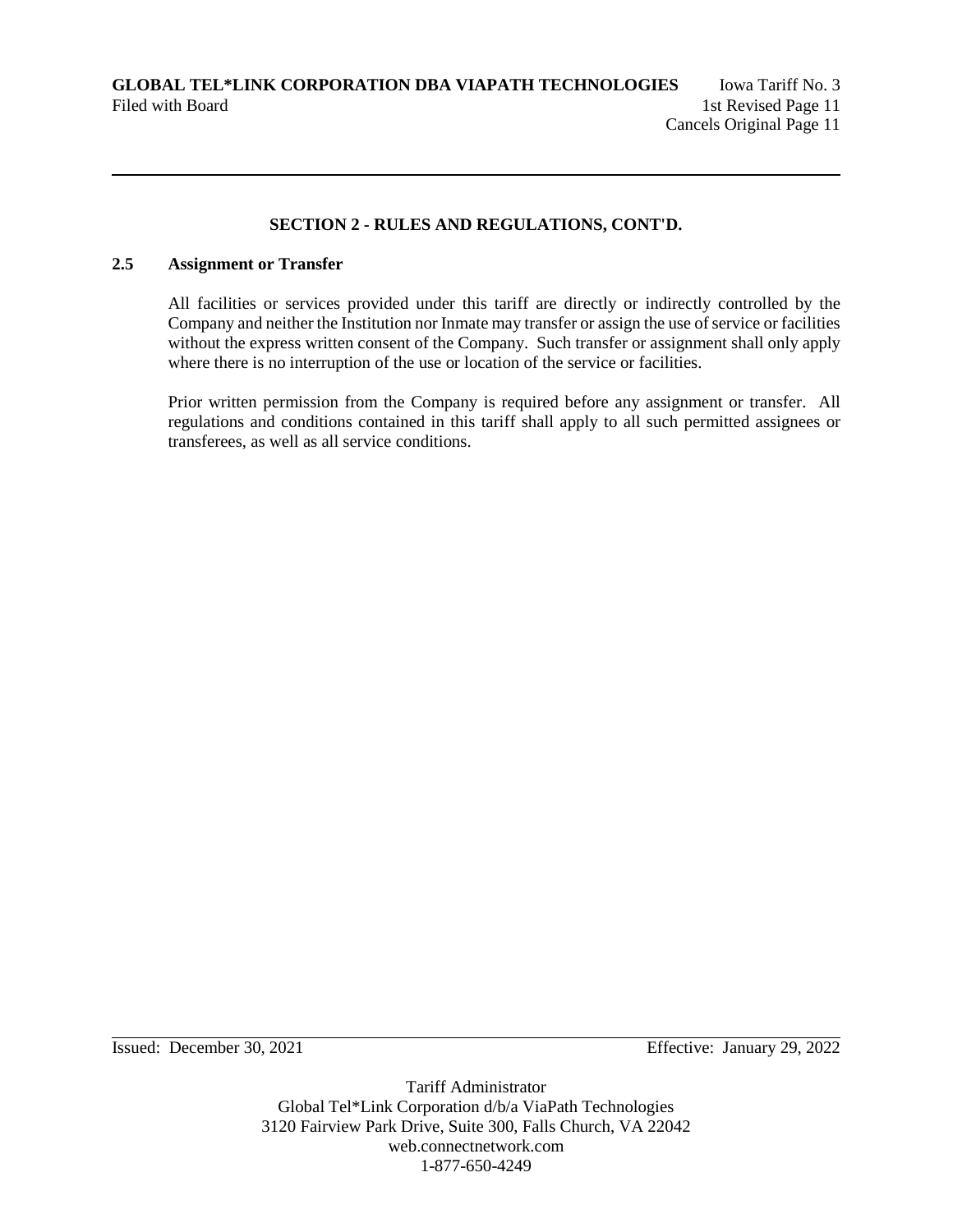## SECTION 2 - RULES AND REGULATIONS, CONT'D.

### 2.5 Assignment or Transfer

All facilities or services provided under this tariff are directly or indirectly controlled by the Company and neither the Institution nor Inmate may transfer or assign the use of service or facilities without the express written consent of the Company. Such transfer or assignment shall only apply where there is no interruption of the use or location of the service or facilities.

Prior written permission from the Company is required before any assignment or transfer. All regulations and conditions contained in this tariff shall apply to all such permitted assignees or transferees, as well as all service conditions.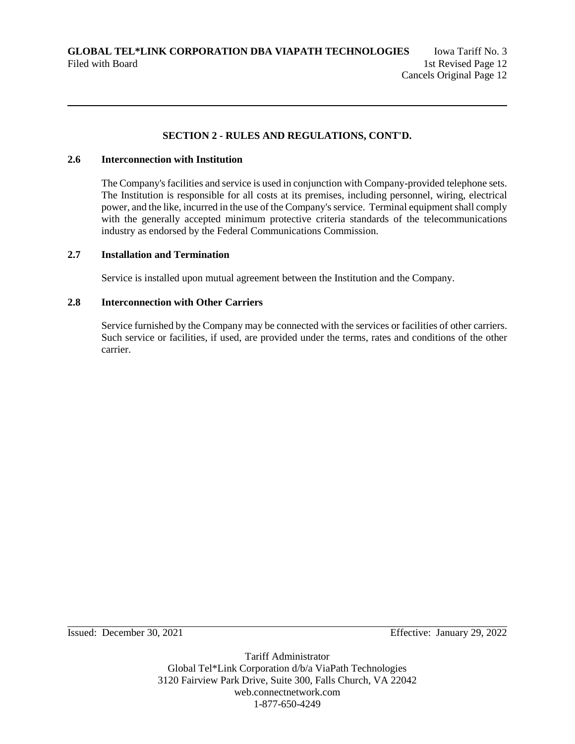## SECTION 2 - RULES AND REGULATIONS, CONT'D.

### 2.6 Interconnection with Institution

The Company's facilities and service is used in conjunction with Company-provided telephone sets. The Institution is responsible for all costs at its premises, including personnel, wiring, electrical power, and the like, incurred in the use of the Company's service. Terminal equipment shall comply with the generally accepted minimum protective criteria standards of the telecommunications industry as endorsed by the Federal Communications Commission.

### 2.7 Installation and Termination

Service is installed upon mutual agreement between the Institution and the Company.

### 2.8 Interconnection with Other Carriers

Service furnished by the Company may be connected with the services or facilities of other carriers. Such service or facilities, if used, are provided under the terms, rates and conditions of the other carrier.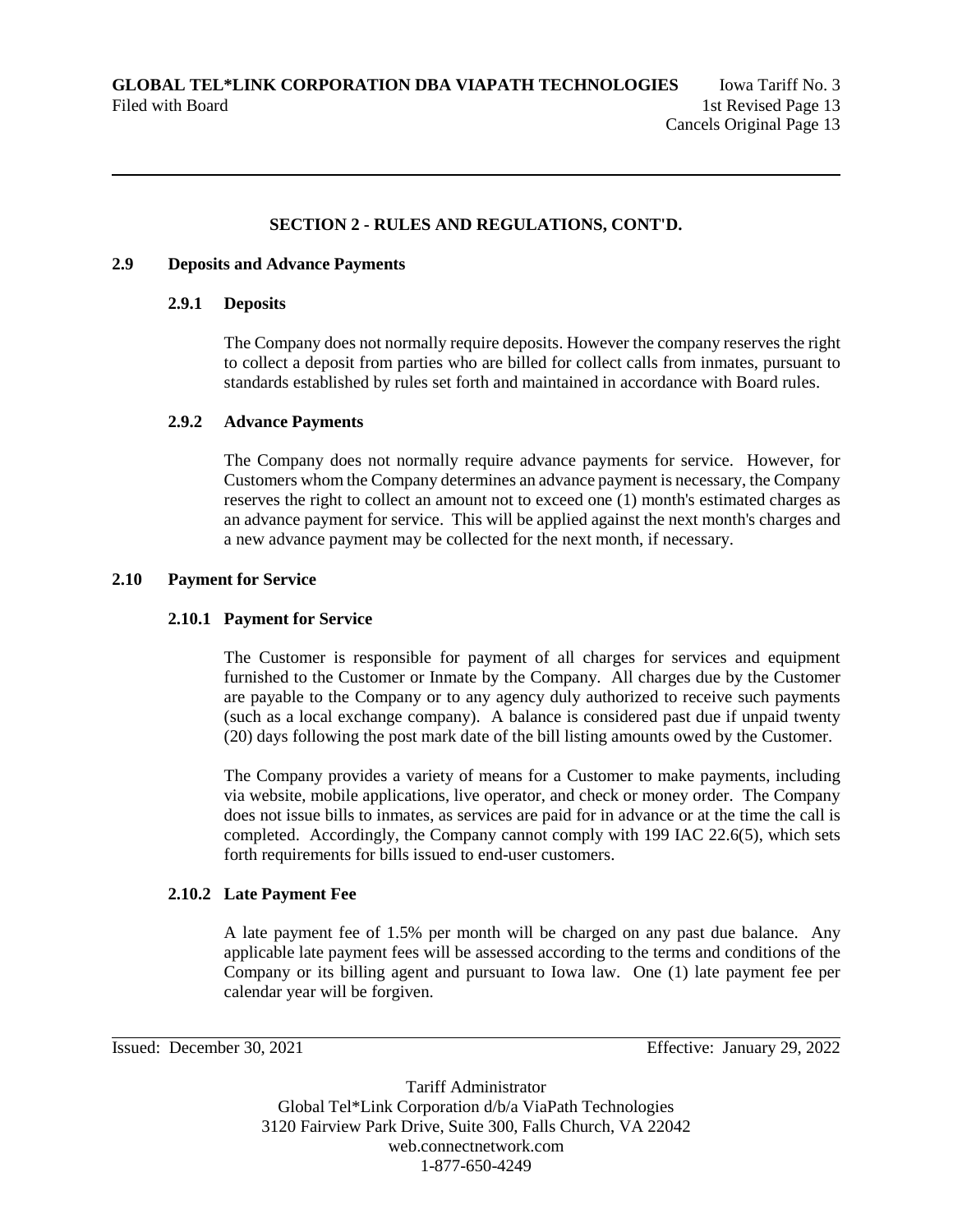## SECTION 2 - RULES AND REGULATIONS, CONT'D.

### 2.9 Deposits and Advance Payments

#### 2.9.1 Deposits

The Company does not normally require deposits. However the company reserves the right to collect a deposit from parties who are billed for collect calls from inmates, pursuant to standards established by rules set forth and maintained in accordance with Board rules.

#### 2.9.2 Advance Payments

The Company does not normally require advance payments for service. However, for Customers whom the Company determines an advance payment is necessary, the Company reserves the right to collect an amount not to exceed one (1) month's estimated charges as an advance payment for service. This will be applied against the next month's charges and a new advance payment may be collected for the next month, if necessary.

### 2.10 Payment for Service

#### 2.10.1 Payment for Service

The Customer is responsible for payment of all charges for services and equipment furnished to the Customer or Inmate by the Company. All charges due by the Customer are payable to the Company or to any agency duly authorized to receive such payments (such as a local exchange company). A balance is considered past due if unpaid twenty (20) days following the post mark date of the bill listing amounts owed by the Customer.

The Company provides a variety of means for a Customer to make payments, including via website, mobile applications, live operator, and check or money order. The Company does not issue bills to inmates, as services are paid for in advance or at the time the call is completed. Accordingly, the Company cannot comply with 199 IAC 22.6(5), which sets forth requirements for bills issued to end-user customers.

#### 2.10.2 Late Payment Fee

A late payment fee of 1.5% per month will be charged on any past due balance. Any applicable late payment fees will be assessed according to the terms and conditions of the Company or its billing agent and pursuant to Iowa law. One (1) late payment fee per calendar year will be forgiven.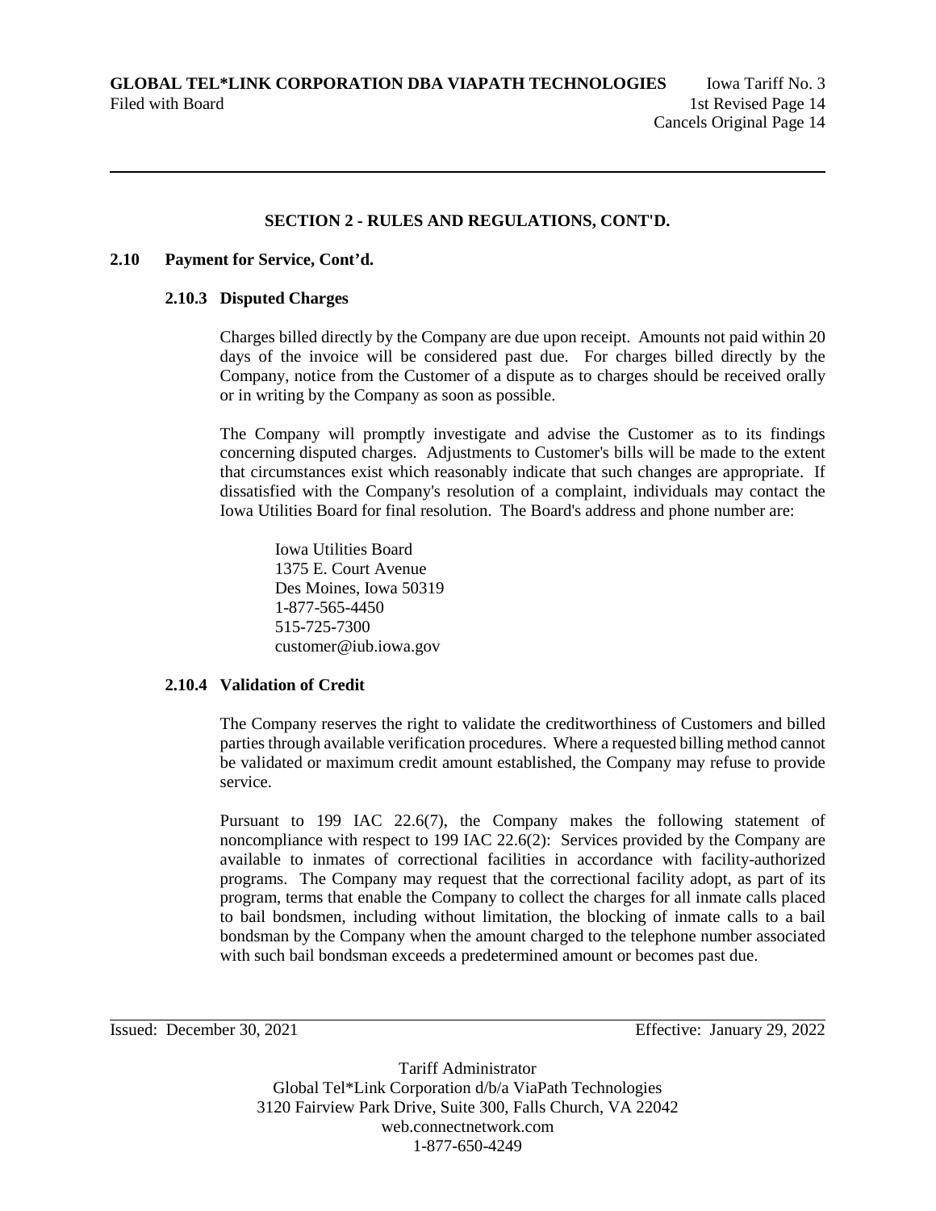## SECTION 2 - RULES AND REGULATIONS, CONT'D.

### 2.10 Payment for Service, Cont'd.

#### 2.10.3 Disputed Charges

Charges billed directly by the Company are due upon receipt. Amounts not paid within 20 days of the invoice will be considered past due. For charges billed directly by the Company, notice from the Customer of a dispute as to charges should be received orally or in writing by the Company as soon as possible.

The Company will promptly investigate and advise the Customer as to its findings concerning disputed charges. Adjustments to Customer's bills will be made to the extent that circumstances exist which reasonably indicate that such changes are appropriate. If dissatisfied with the Company's resolution of a complaint, individuals may contact the Iowa Utilities Board for final resolution. The Board's address and phone number are:

Iowa Utilities Board
1375 E. Court Avenue
Des Moines, Iowa 50319
1-877-565-4450
515-725-7300
customer@iub.iowa.gov

#### 2.10.4 Validation of Credit

The Company reserves the right to validate the creditworthiness of Customers and billed parties through available verification procedures. Where a requested billing method cannot be validated or maximum credit amount established, the Company may refuse to provide service.

Pursuant to 199 IAC 22.6(7), the Company makes the following statement of noncompliance with respect to 199 IAC 22.6(2): Services provided by the Company are available to inmates of correctional facilities in accordance with facility-authorized programs. The Company may request that the correctional facility adopt, as part of its program, terms that enable the Company to collect the charges for all inmate calls placed to bail bondsmen, including without limitation, the blocking of inmate calls to a bail bondsman by the Company when the amount charged to the telephone number associated with such bail bondsman exceeds a predetermined amount or becomes past due.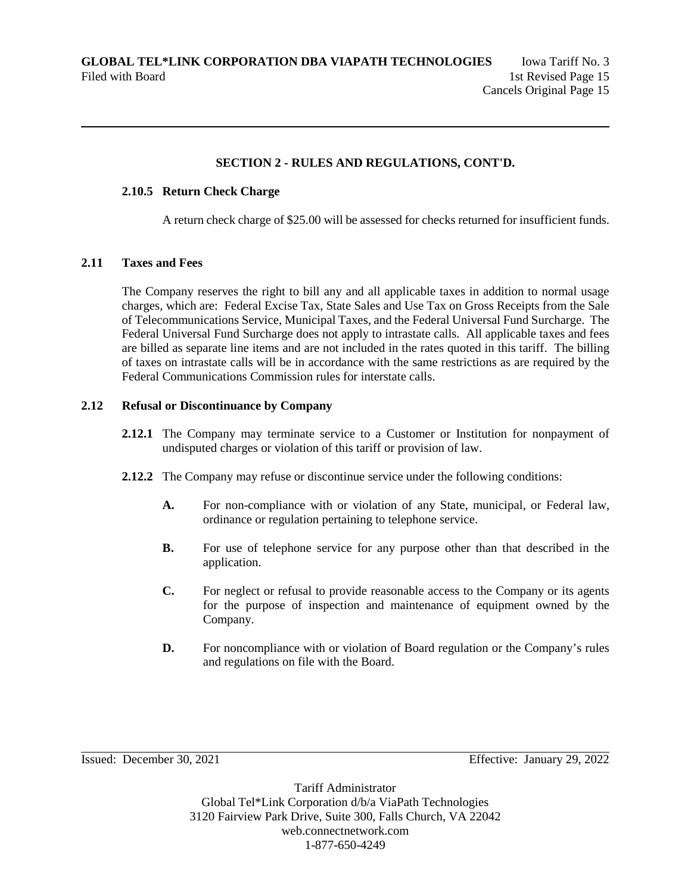## SECTION 2 - RULES AND REGULATIONS, CONT'D.

### 2.10.5 Return Check Charge

A return check charge of $25.00 will be assessed for checks returned for insufficient funds.

## 2.11 Taxes and Fees

The Company reserves the right to bill any and all applicable taxes in addition to normal usage charges, which are: Federal Excise Tax, State Sales and Use Tax on Gross Receipts from the Sale of Telecommunications Service, Municipal Taxes, and the Federal Universal Fund Surcharge. The Federal Universal Fund Surcharge does not apply to intrastate calls. All applicable taxes and fees are billed as separate line items and are not included in the rates quoted in this tariff. The billing of taxes on intrastate calls will be in accordance with the same restrictions as are required by the Federal Communications Commission rules for interstate calls.

## 2.12 Refusal or Discontinuance by Company

**2.12.1** The Company may terminate service to a Customer or Institution for nonpayment of undisputed charges or violation of this tariff or provision of law.

**2.12.2** The Company may refuse or discontinue service under the following conditions:

**A.** For non-compliance with or violation of any State, municipal, or Federal law, ordinance or regulation pertaining to telephone service.

**B.** For use of telephone service for any purpose other than that described in the application.

**C.** For neglect or refusal to provide reasonable access to the Company or its agents for the purpose of inspection and maintenance of equipment owned by the Company.

**D.** For noncompliance with or violation of Board regulation or the Company's rules and regulations on file with the Board.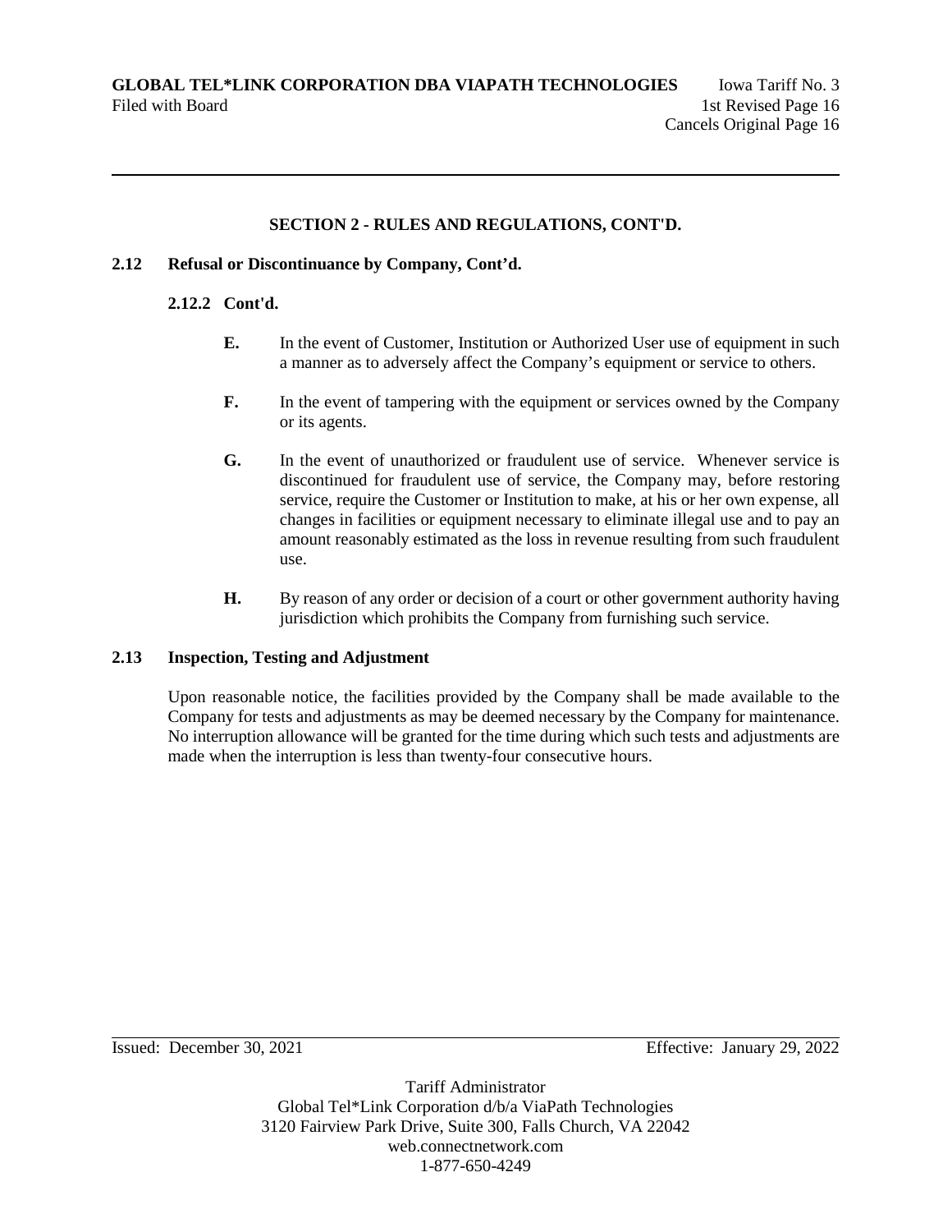## SECTION 2 - RULES AND REGULATIONS, CONT'D.

### 2.12 Refusal or Discontinuance by Company, Cont'd.

#### 2.12.2 Cont'd.

**E.** In the event of Customer, Institution or Authorized User use of equipment in such a manner as to adversely affect the Company's equipment or service to others.

**F.** In the event of tampering with the equipment or services owned by the Company or its agents.

**G.** In the event of unauthorized or fraudulent use of service. Whenever service is discontinued for fraudulent use of service, the Company may, before restoring service, require the Customer or Institution to make, at his or her own expense, all changes in facilities or equipment necessary to eliminate illegal use and to pay an amount reasonably estimated as the loss in revenue resulting from such fraudulent use.

**H.** By reason of any order or decision of a court or other government authority having jurisdiction which prohibits the Company from furnishing such service.

### 2.13 Inspection, Testing and Adjustment

Upon reasonable notice, the facilities provided by the Company shall be made available to the Company for tests and adjustments as may be deemed necessary by the Company for maintenance. No interruption allowance will be granted for the time during which such tests and adjustments are made when the interruption is less than twenty-four consecutive hours.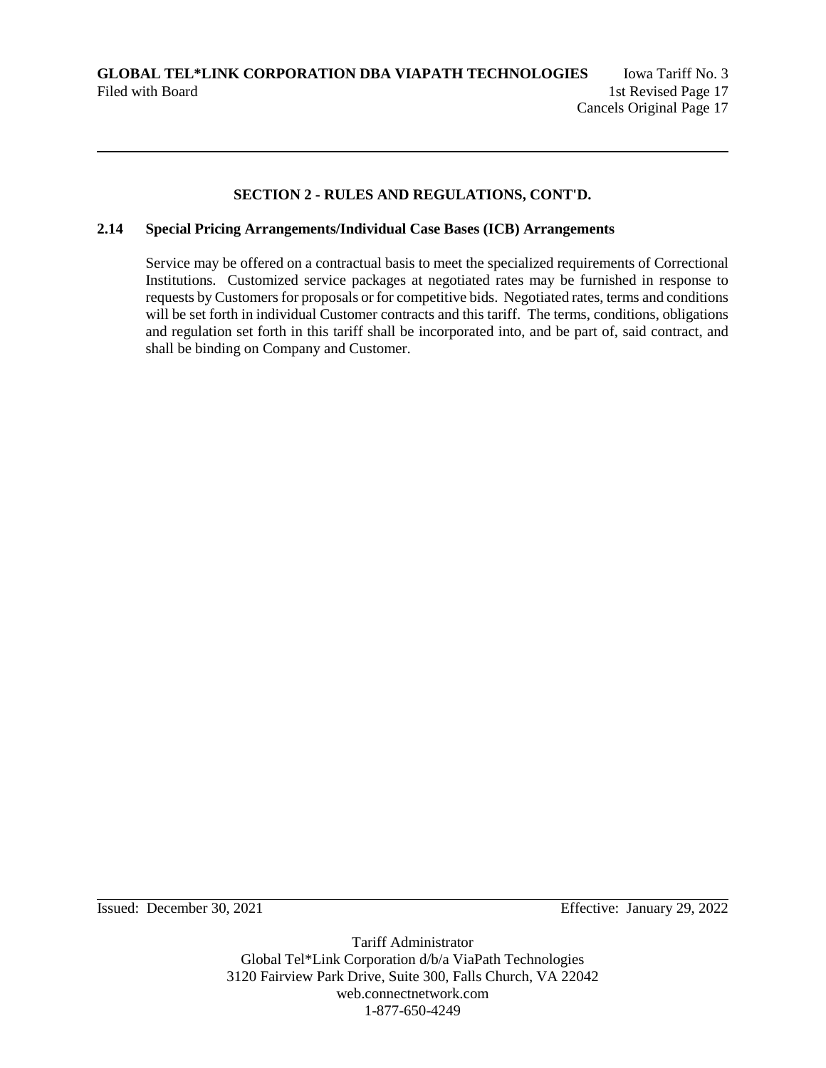## SECTION 2 - RULES AND REGULATIONS, CONT'D.

### 2.14 Special Pricing Arrangements/Individual Case Bases (ICB) Arrangements

Service may be offered on a contractual basis to meet the specialized requirements of Correctional Institutions. Customized service packages at negotiated rates may be furnished in response to requests by Customers for proposals or for competitive bids. Negotiated rates, terms and conditions will be set forth in individual Customer contracts and this tariff. The terms, conditions, obligations and regulation set forth in this tariff shall be incorporated into, and be part of, said contract, and shall be binding on Company and Customer.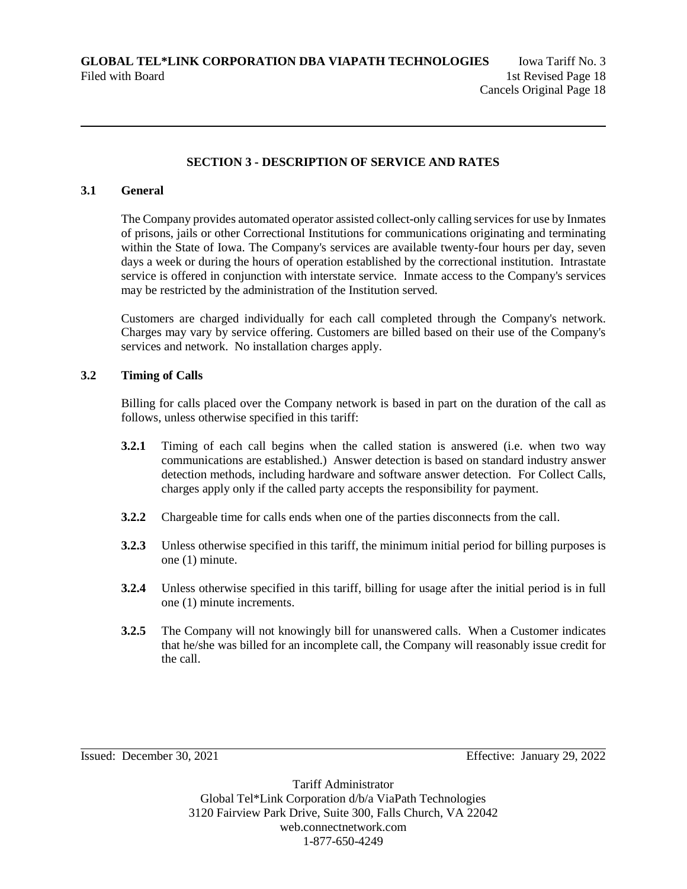## SECTION 3 - DESCRIPTION OF SERVICE AND RATES

### 3.1 General

The Company provides automated operator assisted collect-only calling services for use by Inmates of prisons, jails or other Correctional Institutions for communications originating and terminating within the State of Iowa. The Company's services are available twenty-four hours per day, seven days a week or during the hours of operation established by the correctional institution. Intrastate service is offered in conjunction with interstate service. Inmate access to the Company's services may be restricted by the administration of the Institution served.

Customers are charged individually for each call completed through the Company's network. Charges may vary by service offering. Customers are billed based on their use of the Company's services and network. No installation charges apply.

### 3.2 Timing of Calls

Billing for calls placed over the Company network is based in part on the duration of the call as follows, unless otherwise specified in this tariff:

**3.2.1** Timing of each call begins when the called station is answered (i.e. when two way communications are established.) Answer detection is based on standard industry answer detection methods, including hardware and software answer detection. For Collect Calls, charges apply only if the called party accepts the responsibility for payment.

**3.2.2** Chargeable time for calls ends when one of the parties disconnects from the call.

**3.2.3** Unless otherwise specified in this tariff, the minimum initial period for billing purposes is one (1) minute.

**3.2.4** Unless otherwise specified in this tariff, billing for usage after the initial period is in full one (1) minute increments.

**3.2.5** The Company will not knowingly bill for unanswered calls. When a Customer indicates that he/she was billed for an incomplete call, the Company will reasonably issue credit for the call.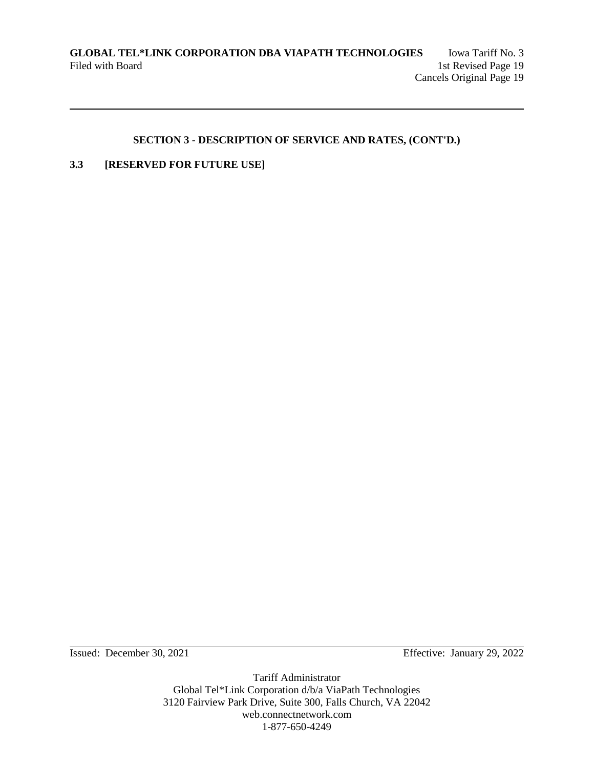## SECTION 3 - DESCRIPTION OF SERVICE AND RATES, (CONT'D.)

**3.3 [RESERVED FOR FUTURE USE]**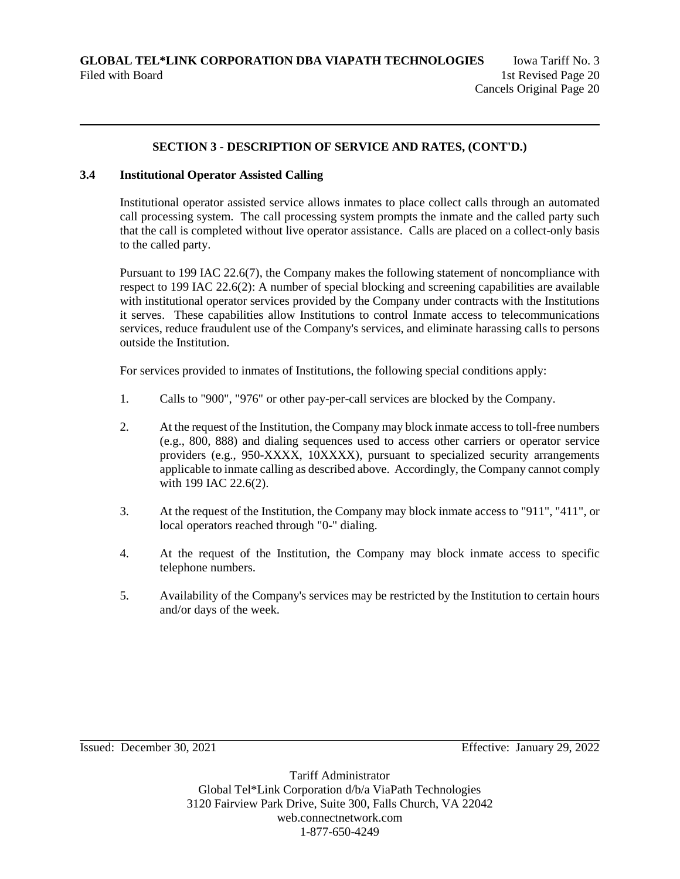## SECTION 3 - DESCRIPTION OF SERVICE AND RATES, (CONT'D.)

### 3.4 Institutional Operator Assisted Calling

Institutional operator assisted service allows inmates to place collect calls through an automated call processing system. The call processing system prompts the inmate and the called party such that the call is completed without live operator assistance. Calls are placed on a collect-only basis to the called party.

Pursuant to 199 IAC 22.6(7), the Company makes the following statement of noncompliance with respect to 199 IAC 22.6(2): A number of special blocking and screening capabilities are available with institutional operator services provided by the Company under contracts with the Institutions it serves. These capabilities allow Institutions to control Inmate access to telecommunications services, reduce fraudulent use of the Company's services, and eliminate harassing calls to persons outside the Institution.

For services provided to inmates of Institutions, the following special conditions apply:

1. Calls to "900", "976" or other pay-per-call services are blocked by the Company.
2. At the request of the Institution, the Company may block inmate access to toll-free numbers (e.g., 800, 888) and dialing sequences used to access other carriers or operator service providers (e.g., 950-XXXX, 10XXXX), pursuant to specialized security arrangements applicable to inmate calling as described above. Accordingly, the Company cannot comply with 199 IAC 22.6(2).
3. At the request of the Institution, the Company may block inmate access to "911", "411", or local operators reached through "0-" dialing.
4. At the request of the Institution, the Company may block inmate access to specific telephone numbers.
5. Availability of the Company's services may be restricted by the Institution to certain hours and/or days of the week.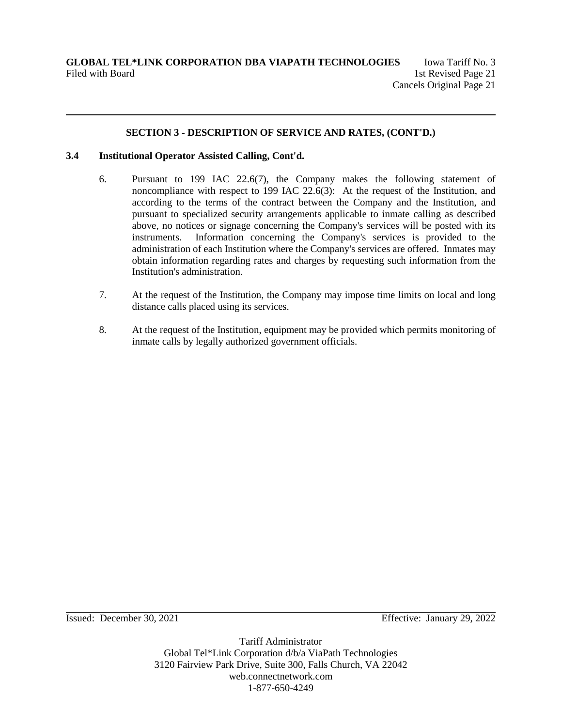## SECTION 3 - DESCRIPTION OF SERVICE AND RATES, (CONT'D.)

### 3.4 Institutional Operator Assisted Calling, Cont'd.

6. Pursuant to 199 IAC 22.6(7), the Company makes the following statement of noncompliance with respect to 199 IAC 22.6(3): At the request of the Institution, and according to the terms of the contract between the Company and the Institution, and pursuant to specialized security arrangements applicable to inmate calling as described above, no notices or signage concerning the Company's services will be posted with its instruments. Information concerning the Company's services is provided to the administration of each Institution where the Company's services are offered. Inmates may obtain information regarding rates and charges by requesting such information from the Institution's administration.

7. At the request of the Institution, the Company may impose time limits on local and long distance calls placed using its services.

8. At the request of the Institution, equipment may be provided which permits monitoring of inmate calls by legally authorized government officials.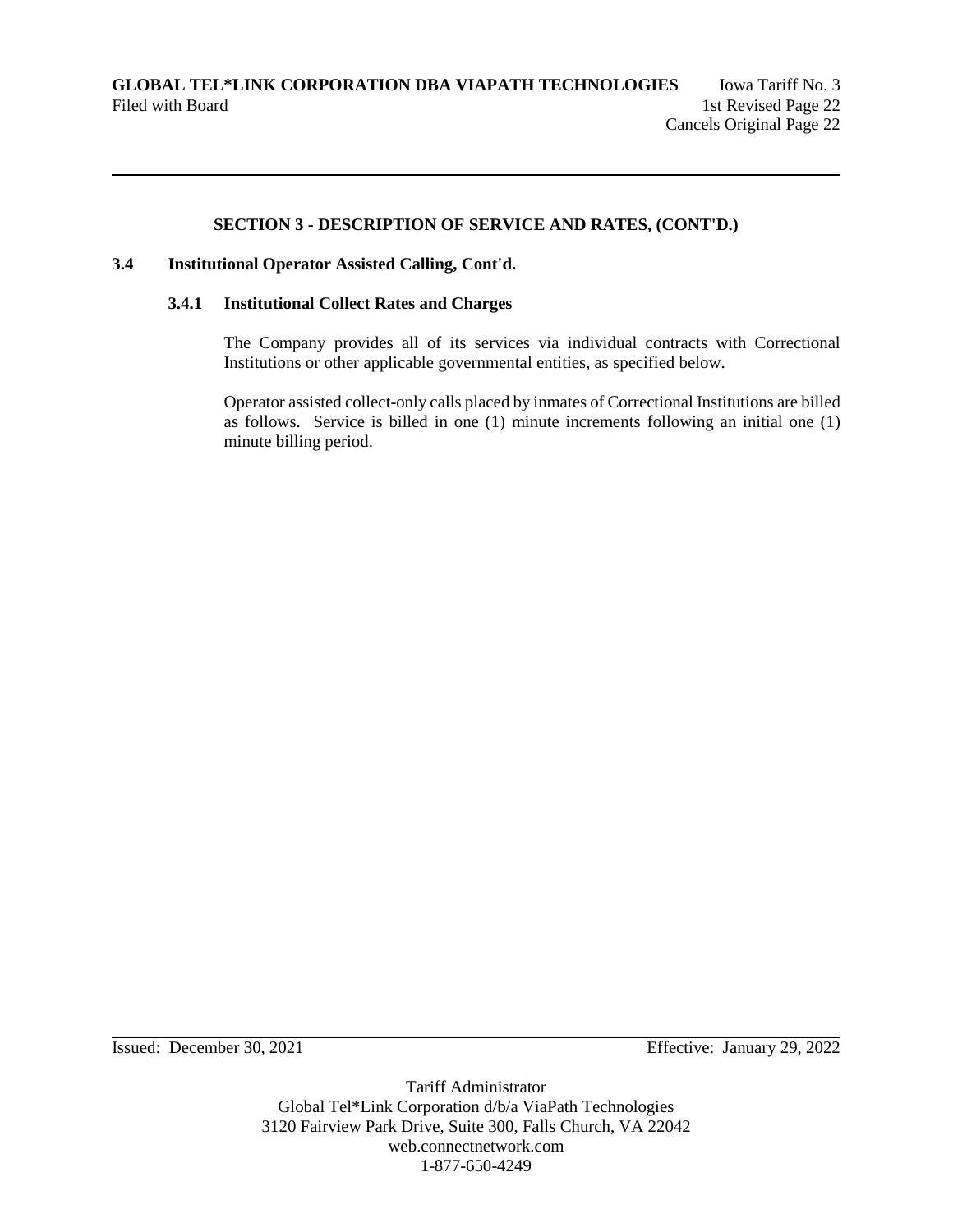## SECTION 3 - DESCRIPTION OF SERVICE AND RATES, (CONT'D.)

### 3.4 Institutional Operator Assisted Calling, Cont'd.

#### 3.4.1 Institutional Collect Rates and Charges

The Company provides all of its services via individual contracts with Correctional Institutions or other applicable governmental entities, as specified below.

Operator assisted collect-only calls placed by inmates of Correctional Institutions are billed as follows. Service is billed in one (1) minute increments following an initial one (1) minute billing period.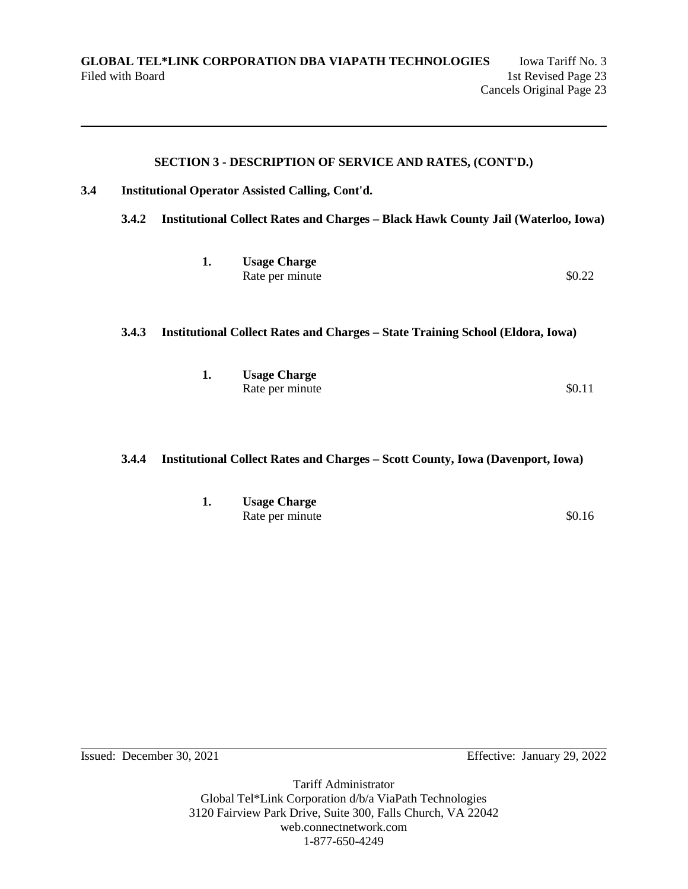## SECTION 3 - DESCRIPTION OF SERVICE AND RATES, (CONT'D.)

**3.4 Institutional Operator Assisted Calling, Cont'd.**

**3.4.2 Institutional Collect Rates and Charges – Black Hawk County Jail (Waterloo, Iowa)**

**1. Usage Charge**

| | |
|---|---|
| Rate per minute | $0.22 |

**3.4.3 Institutional Collect Rates and Charges – State Training School (Eldora, Iowa)**

**1. Usage Charge**

| | |
|---|---|
| Rate per minute | $0.11 |

**3.4.4 Institutional Collect Rates and Charges – Scott County, Iowa (Davenport, Iowa)**

**1. Usage Charge**

| | |
|---|---|
| Rate per minute | $0.16 |

Issued: December 30, 2021 Effective: January 29, 2022

Tariff Administrator
Global Tel*Link Corporation d/b/a ViaPath Technologies
3120 Fairview Park Drive, Suite 300, Falls Church, VA 22042
web.connectnetwork.com
1-877-650-4249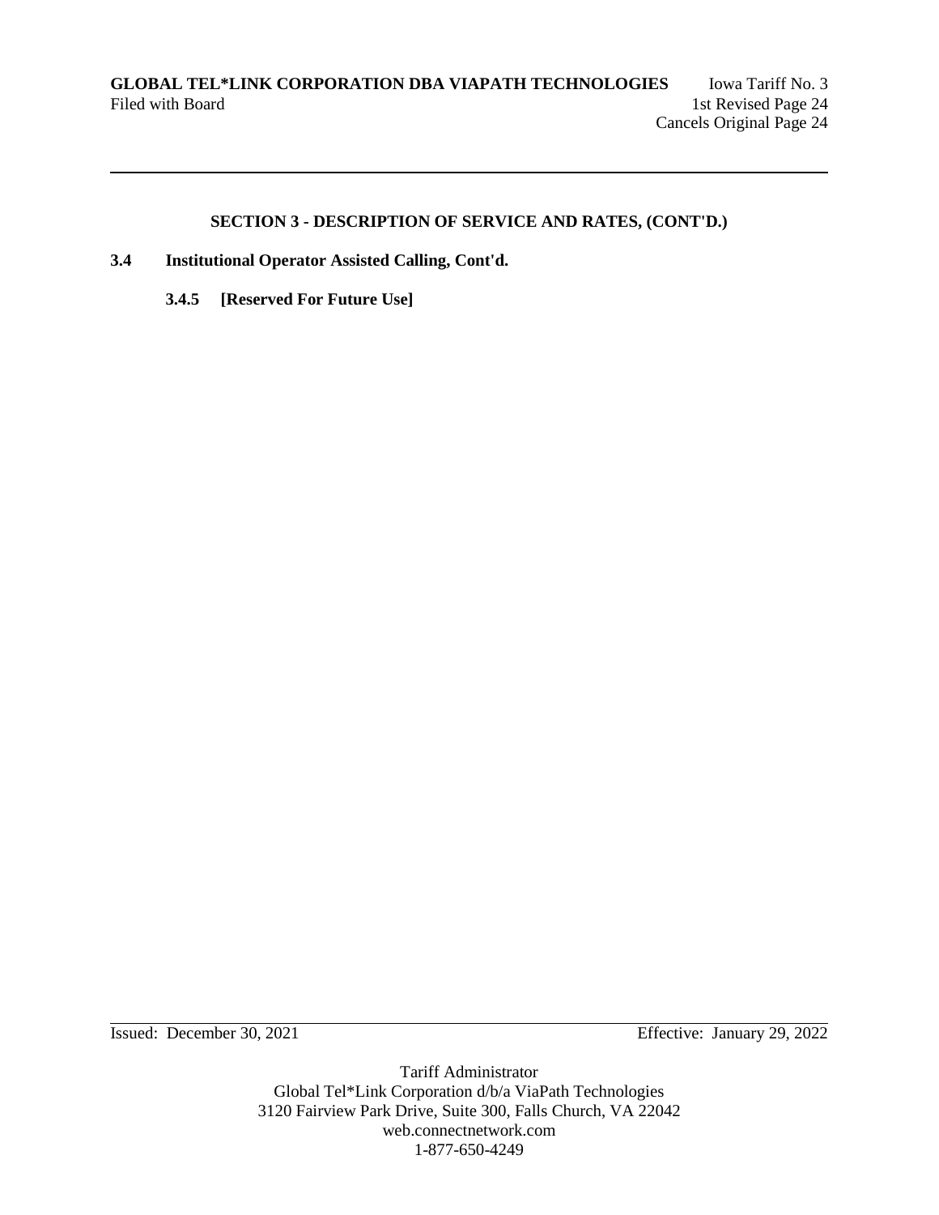## SECTION 3 - DESCRIPTION OF SERVICE AND RATES, (CONT'D.)

**3.4 Institutional Operator Assisted Calling, Cont'd.**

**3.4.5 [Reserved For Future Use]**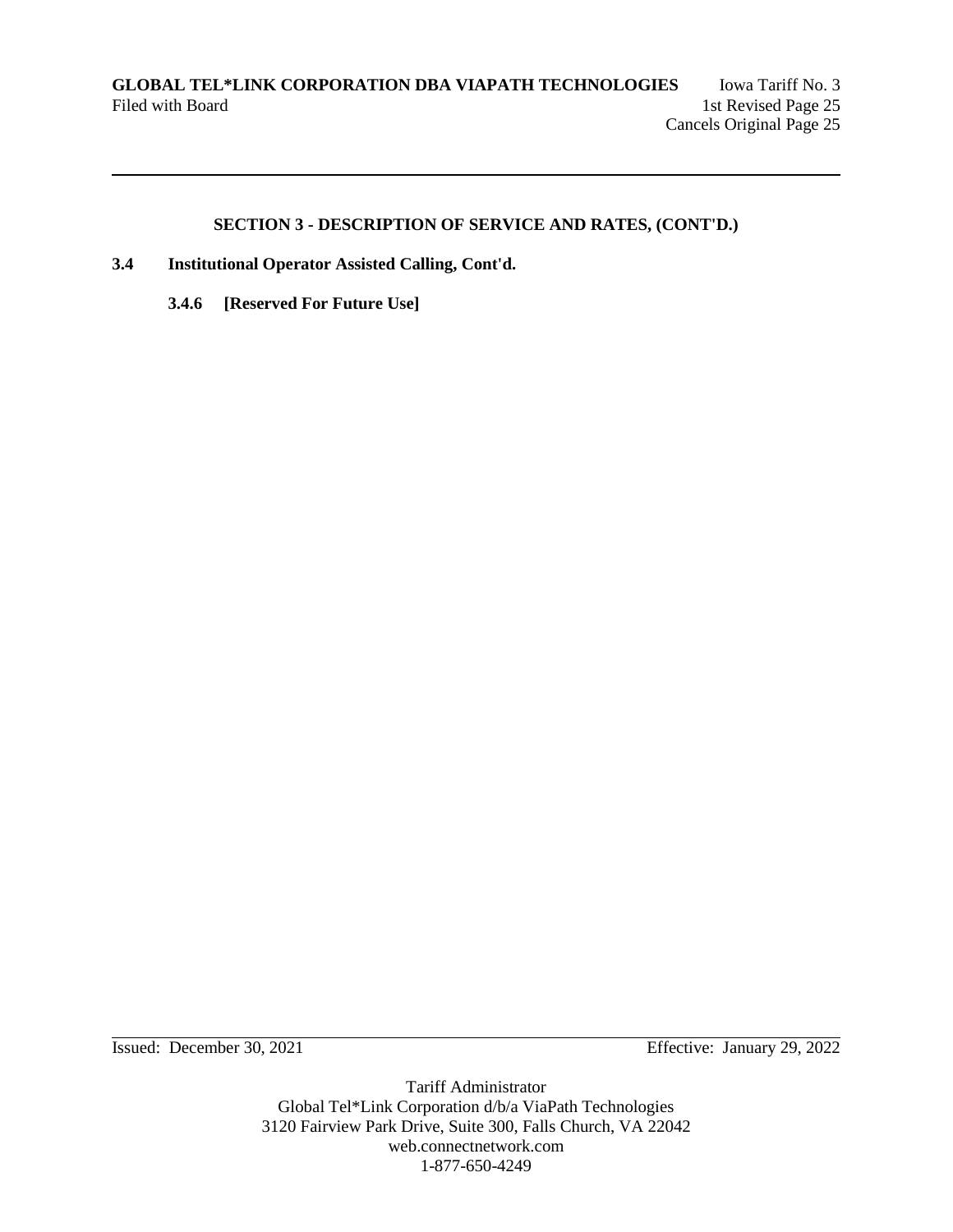## SECTION 3 - DESCRIPTION OF SERVICE AND RATES, (CONT'D.)

**3.4 Institutional Operator Assisted Calling, Cont'd.**

**3.4.6 [Reserved For Future Use]**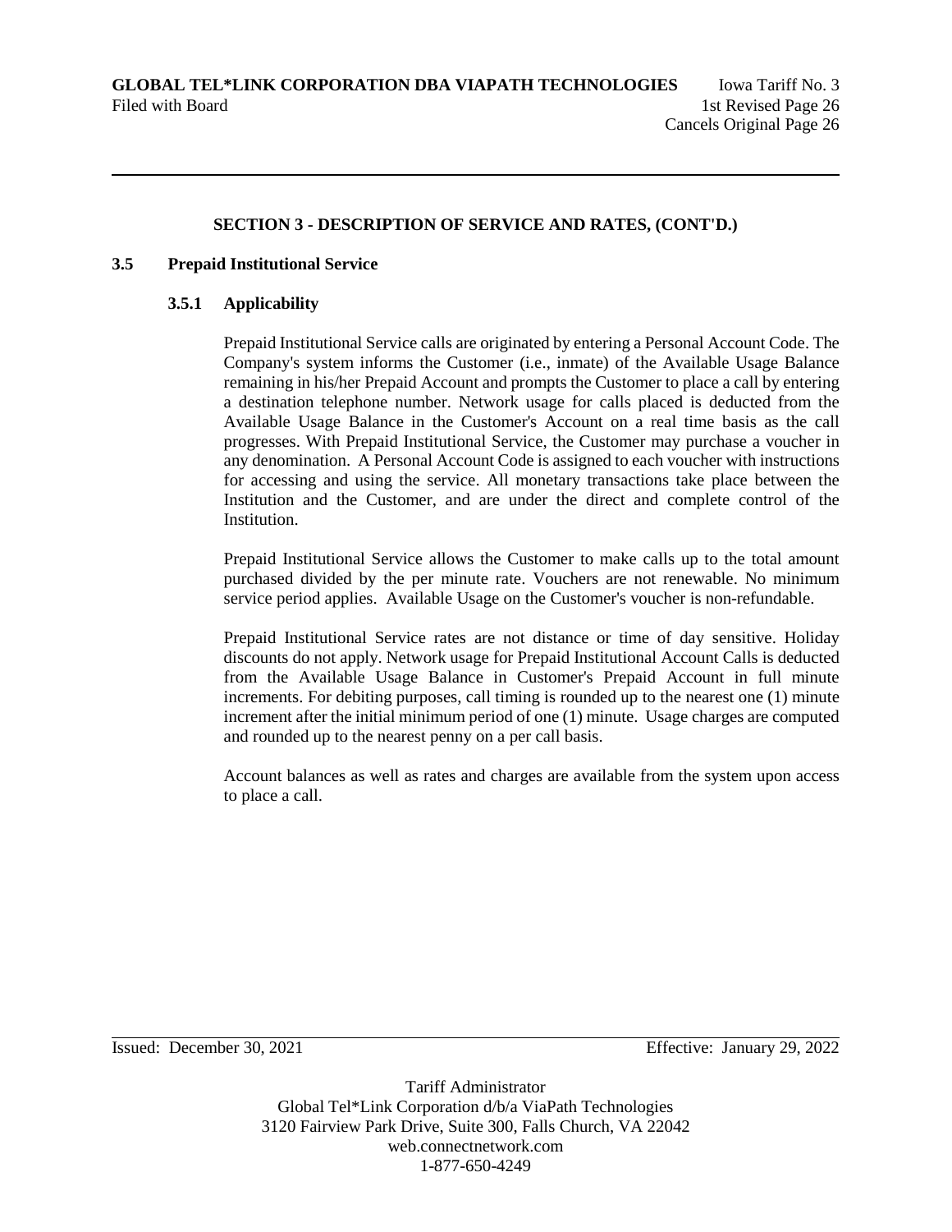## SECTION 3 - DESCRIPTION OF SERVICE AND RATES, (CONT'D.)

### 3.5 Prepaid Institutional Service

#### 3.5.1 Applicability

Prepaid Institutional Service calls are originated by entering a Personal Account Code. The Company's system informs the Customer (i.e., inmate) of the Available Usage Balance remaining in his/her Prepaid Account and prompts the Customer to place a call by entering a destination telephone number. Network usage for calls placed is deducted from the Available Usage Balance in the Customer's Account on a real time basis as the call progresses. With Prepaid Institutional Service, the Customer may purchase a voucher in any denomination. A Personal Account Code is assigned to each voucher with instructions for accessing and using the service. All monetary transactions take place between the Institution and the Customer, and are under the direct and complete control of the Institution.

Prepaid Institutional Service allows the Customer to make calls up to the total amount purchased divided by the per minute rate. Vouchers are not renewable. No minimum service period applies. Available Usage on the Customer's voucher is non-refundable.

Prepaid Institutional Service rates are not distance or time of day sensitive. Holiday discounts do not apply. Network usage for Prepaid Institutional Account Calls is deducted from the Available Usage Balance in Customer's Prepaid Account in full minute increments. For debiting purposes, call timing is rounded up to the nearest one (1) minute increment after the initial minimum period of one (1) minute. Usage charges are computed and rounded up to the nearest penny on a per call basis.

Account balances as well as rates and charges are available from the system upon access to place a call.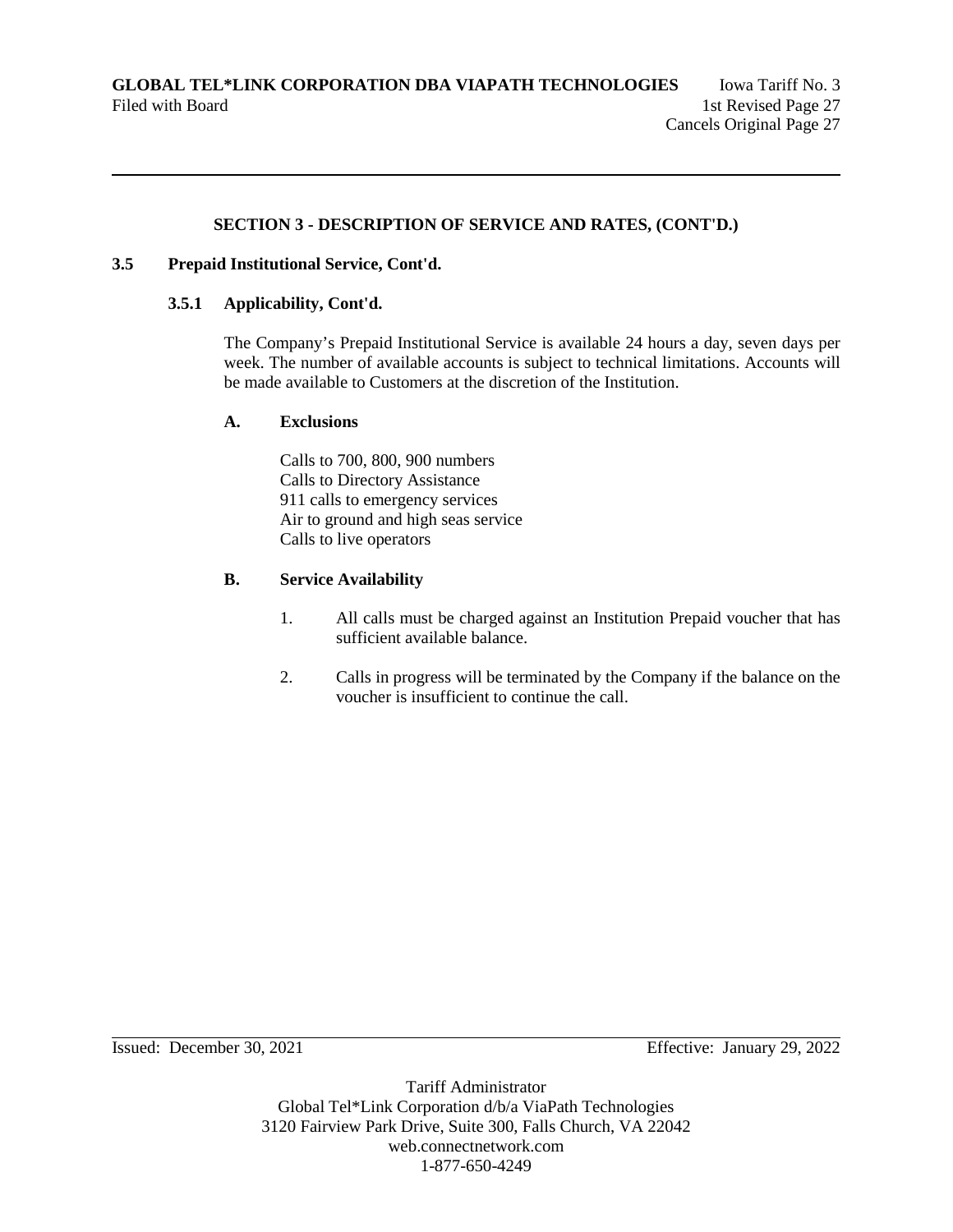## SECTION 3 - DESCRIPTION OF SERVICE AND RATES, (CONT'D.)

### 3.5 Prepaid Institutional Service, Cont'd.

#### 3.5.1 Applicability, Cont'd.

The Company's Prepaid Institutional Service is available 24 hours a day, seven days per week. The number of available accounts is subject to technical limitations. Accounts will be made available to Customers at the discretion of the Institution.

**A. Exclusions**

Calls to 700, 800, 900 numbers
Calls to Directory Assistance
911 calls to emergency services
Air to ground and high seas service
Calls to live operators

**B. Service Availability**

1. All calls must be charged against an Institution Prepaid voucher that has sufficient available balance.

2. Calls in progress will be terminated by the Company if the balance on the voucher is insufficient to continue the call.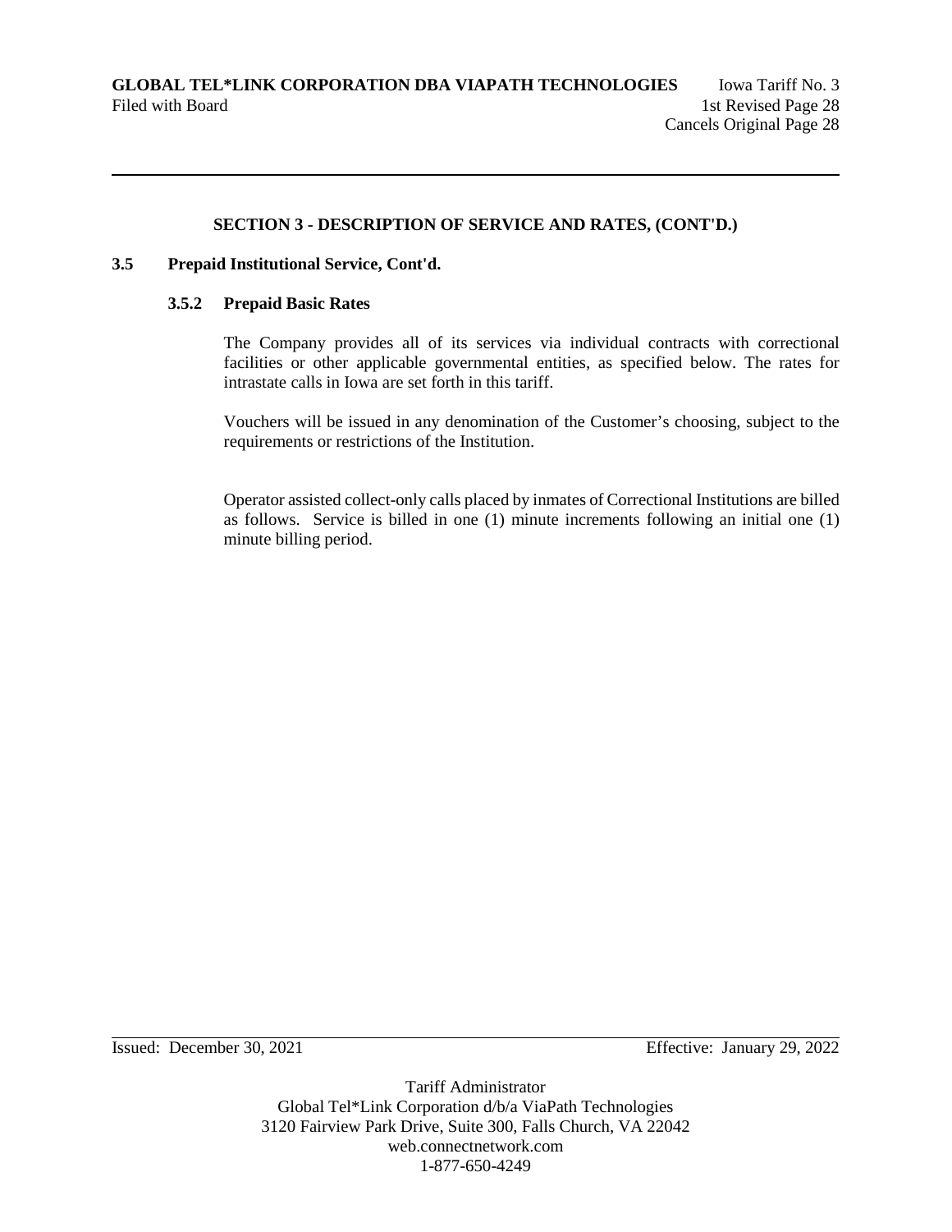**SECTION 3 - DESCRIPTION OF SERVICE AND RATES, (CONT'D.)**

**3.5 Prepaid Institutional Service, Cont'd.**

**3.5.2 Prepaid Basic Rates**

The Company provides all of its services via individual contracts with correctional facilities or other applicable governmental entities, as specified below. The rates for intrastate calls in Iowa are set forth in this tariff.

Vouchers will be issued in any denomination of the Customer's choosing, subject to the requirements or restrictions of the Institution.

Operator assisted collect-only calls placed by inmates of Correctional Institutions are billed as follows. Service is billed in one (1) minute increments following an initial one (1) minute billing period.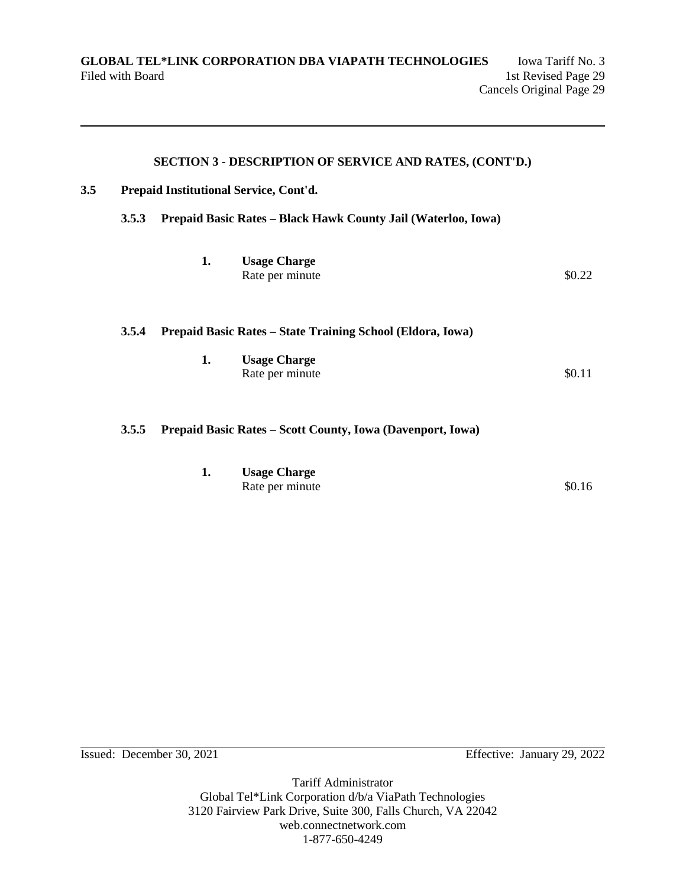## SECTION 3 - DESCRIPTION OF SERVICE AND RATES, (CONT'D.)

### 3.5 Prepaid Institutional Service, Cont'd.

#### 3.5.3 Prepaid Basic Rates – Black Hawk County Jail (Waterloo, Iowa)

1. **Usage Charge**
   Rate per minute $0.22

#### 3.5.4 Prepaid Basic Rates – State Training School (Eldora, Iowa)

1. **Usage Charge**
   Rate per minute $0.11

#### 3.5.5 Prepaid Basic Rates – Scott County, Iowa (Davenport, Iowa)

1. **Usage Charge**
   Rate per minute $0.16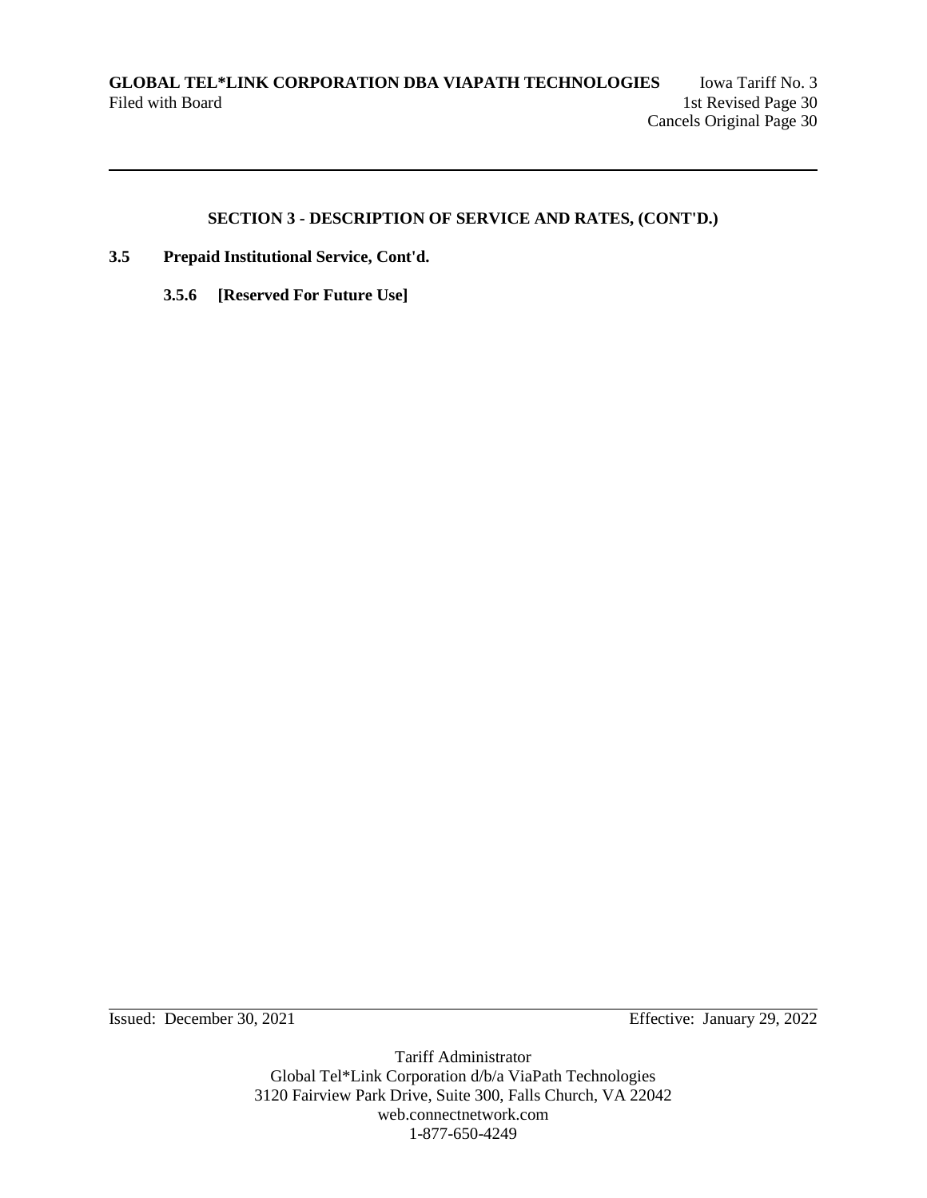## SECTION 3 - DESCRIPTION OF SERVICE AND RATES, (CONT'D.)

**3.5 Prepaid Institutional Service, Cont'd.**

**3.5.6 [Reserved For Future Use]**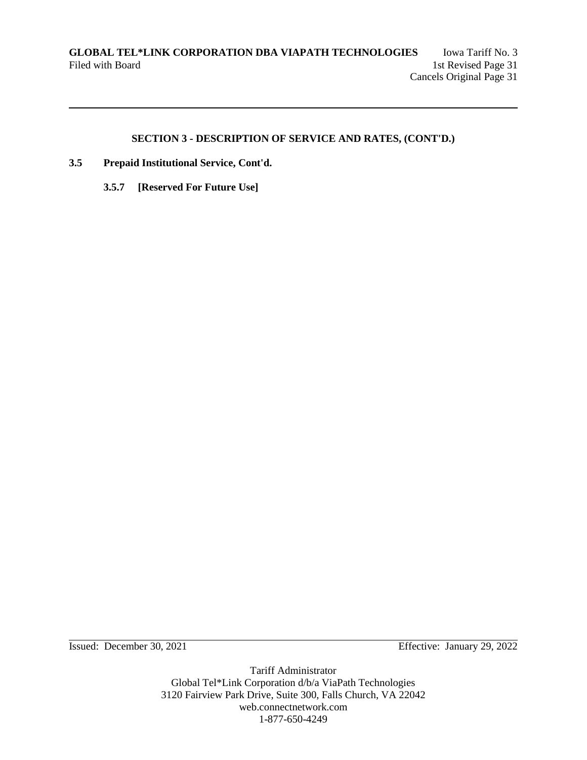## SECTION 3 - DESCRIPTION OF SERVICE AND RATES, (CONT'D.)

**3.5 Prepaid Institutional Service, Cont'd.**

**3.5.7 [Reserved For Future Use]**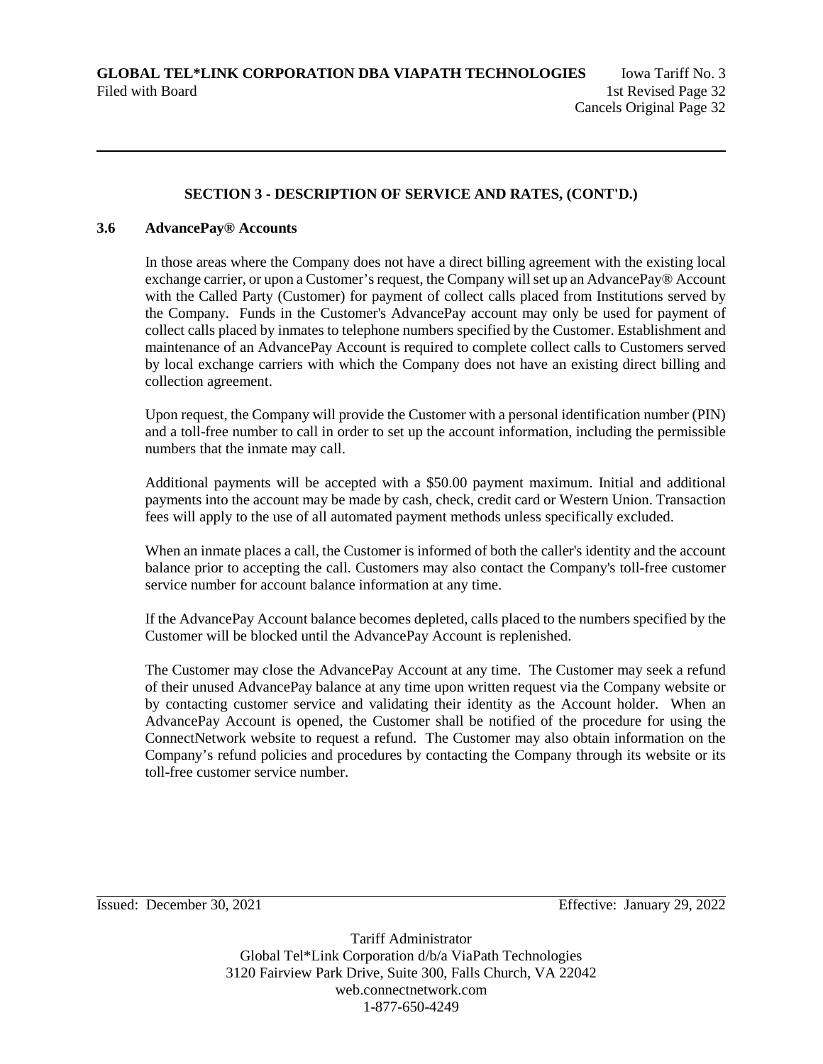## SECTION 3 - DESCRIPTION OF SERVICE AND RATES, (CONT'D.)

### 3.6 AdvancePay® Accounts

In those areas where the Company does not have a direct billing agreement with the existing local exchange carrier, or upon a Customer's request, the Company will set up an AdvancePay® Account with the Called Party (Customer) for payment of collect calls placed from Institutions served by the Company. Funds in the Customer's AdvancePay account may only be used for payment of collect calls placed by inmates to telephone numbers specified by the Customer. Establishment and maintenance of an AdvancePay Account is required to complete collect calls to Customers served by local exchange carriers with which the Company does not have an existing direct billing and collection agreement.

Upon request, the Company will provide the Customer with a personal identification number (PIN) and a toll-free number to call in order to set up the account information, including the permissible numbers that the inmate may call.

Additional payments will be accepted with a $50.00 payment maximum. Initial and additional payments into the account may be made by cash, check, credit card or Western Union. Transaction fees will apply to the use of all automated payment methods unless specifically excluded.

When an inmate places a call, the Customer is informed of both the caller's identity and the account balance prior to accepting the call. Customers may also contact the Company's toll-free customer service number for account balance information at any time.

If the AdvancePay Account balance becomes depleted, calls placed to the numbers specified by the Customer will be blocked until the AdvancePay Account is replenished.

The Customer may close the AdvancePay Account at any time. The Customer may seek a refund of their unused AdvancePay balance at any time upon written request via the Company website or by contacting customer service and validating their identity as the Account holder. When an AdvancePay Account is opened, the Customer shall be notified of the procedure for using the ConnectNetwork website to request a refund. The Customer may also obtain information on the Company's refund policies and procedures by contacting the Company through its website or its toll-free customer service number.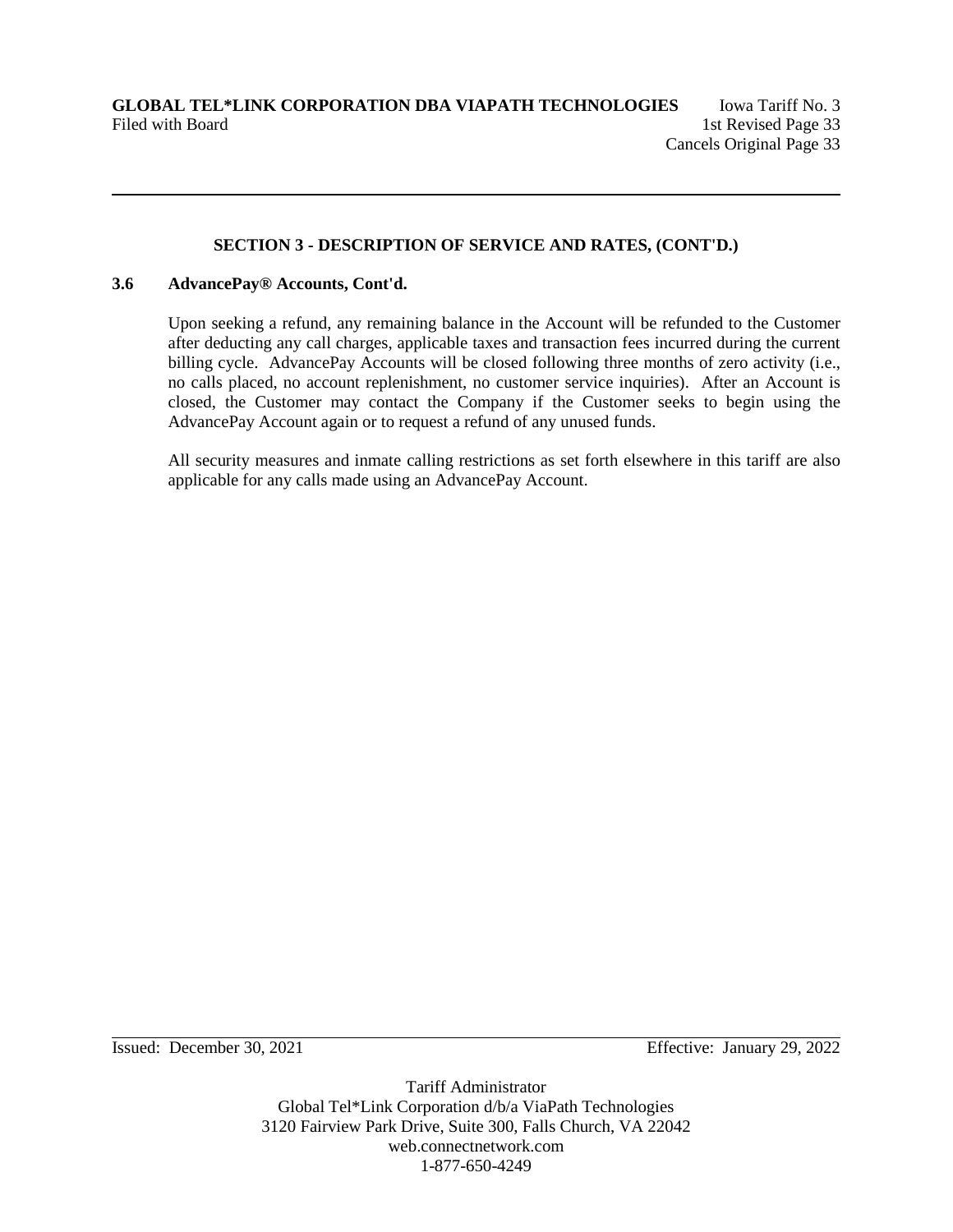## SECTION 3 - DESCRIPTION OF SERVICE AND RATES, (CONT'D.)

### 3.6 AdvancePay® Accounts, Cont'd.

Upon seeking a refund, any remaining balance in the Account will be refunded to the Customer after deducting any call charges, applicable taxes and transaction fees incurred during the current billing cycle. AdvancePay Accounts will be closed following three months of zero activity (i.e., no calls placed, no account replenishment, no customer service inquiries). After an Account is closed, the Customer may contact the Company if the Customer seeks to begin using the AdvancePay Account again or to request a refund of any unused funds.

All security measures and inmate calling restrictions as set forth elsewhere in this tariff are also applicable for any calls made using an AdvancePay Account.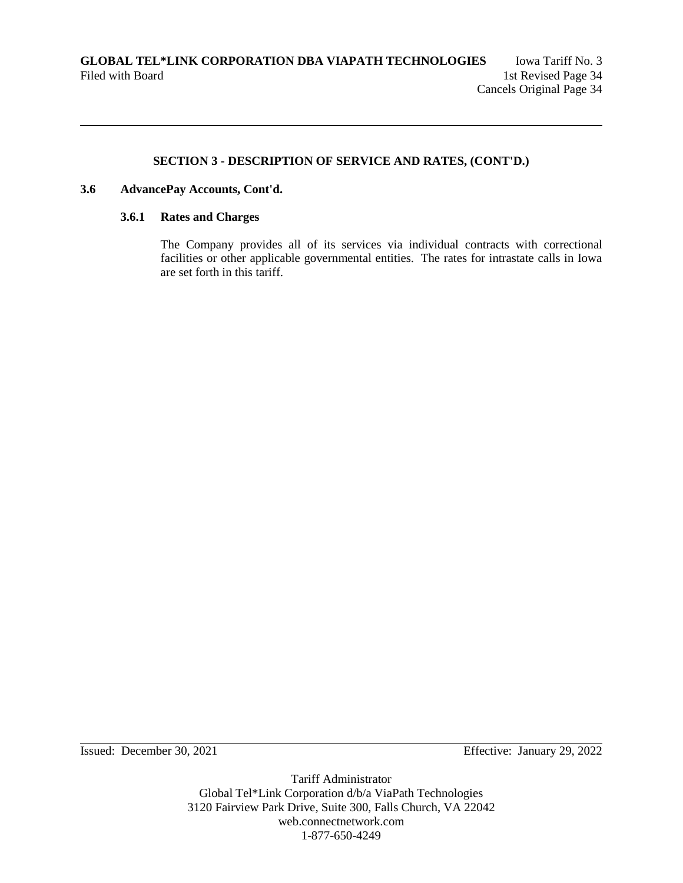## SECTION 3 - DESCRIPTION OF SERVICE AND RATES, (CONT'D.)

### 3.6 AdvancePay Accounts, Cont'd.

#### 3.6.1 Rates and Charges

The Company provides all of its services via individual contracts with correctional facilities or other applicable governmental entities. The rates for intrastate calls in Iowa are set forth in this tariff.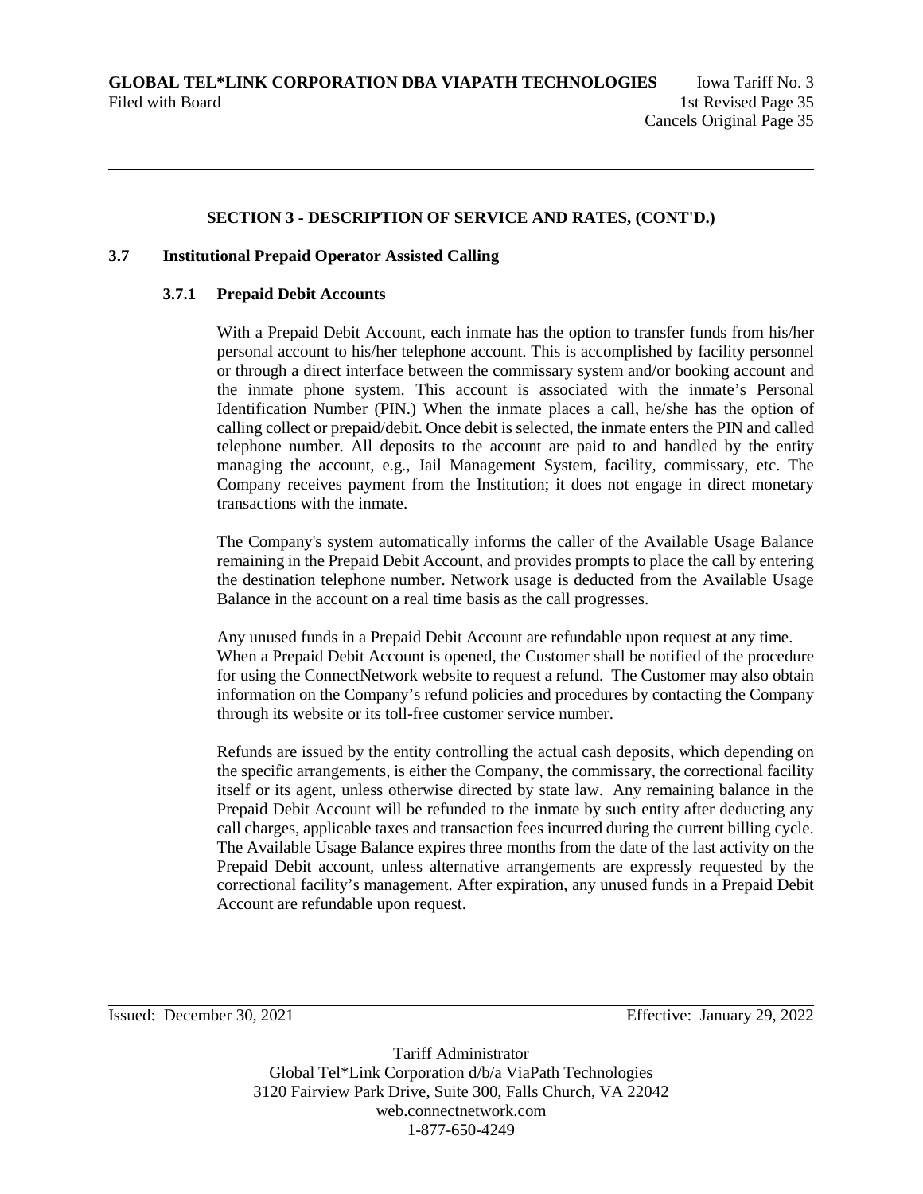## SECTION 3 - DESCRIPTION OF SERVICE AND RATES, (CONT'D.)

### 3.7 Institutional Prepaid Operator Assisted Calling

#### 3.7.1 Prepaid Debit Accounts

With a Prepaid Debit Account, each inmate has the option to transfer funds from his/her personal account to his/her telephone account. This is accomplished by facility personnel or through a direct interface between the commissary system and/or booking account and the inmate phone system. This account is associated with the inmate's Personal Identification Number (PIN.) When the inmate places a call, he/she has the option of calling collect or prepaid/debit. Once debit is selected, the inmate enters the PIN and called telephone number. All deposits to the account are paid to and handled by the entity managing the account, e.g., Jail Management System, facility, commissary, etc. The Company receives payment from the Institution; it does not engage in direct monetary transactions with the inmate.

The Company's system automatically informs the caller of the Available Usage Balance remaining in the Prepaid Debit Account, and provides prompts to place the call by entering the destination telephone number. Network usage is deducted from the Available Usage Balance in the account on a real time basis as the call progresses.

Any unused funds in a Prepaid Debit Account are refundable upon request at any time. When a Prepaid Debit Account is opened, the Customer shall be notified of the procedure for using the ConnectNetwork website to request a refund. The Customer may also obtain information on the Company's refund policies and procedures by contacting the Company through its website or its toll-free customer service number.

Refunds are issued by the entity controlling the actual cash deposits, which depending on the specific arrangements, is either the Company, the commissary, the correctional facility itself or its agent, unless otherwise directed by state law. Any remaining balance in the Prepaid Debit Account will be refunded to the inmate by such entity after deducting any call charges, applicable taxes and transaction fees incurred during the current billing cycle. The Available Usage Balance expires three months from the date of the last activity on the Prepaid Debit account, unless alternative arrangements are expressly requested by the correctional facility's management. After expiration, any unused funds in a Prepaid Debit Account are refundable upon request.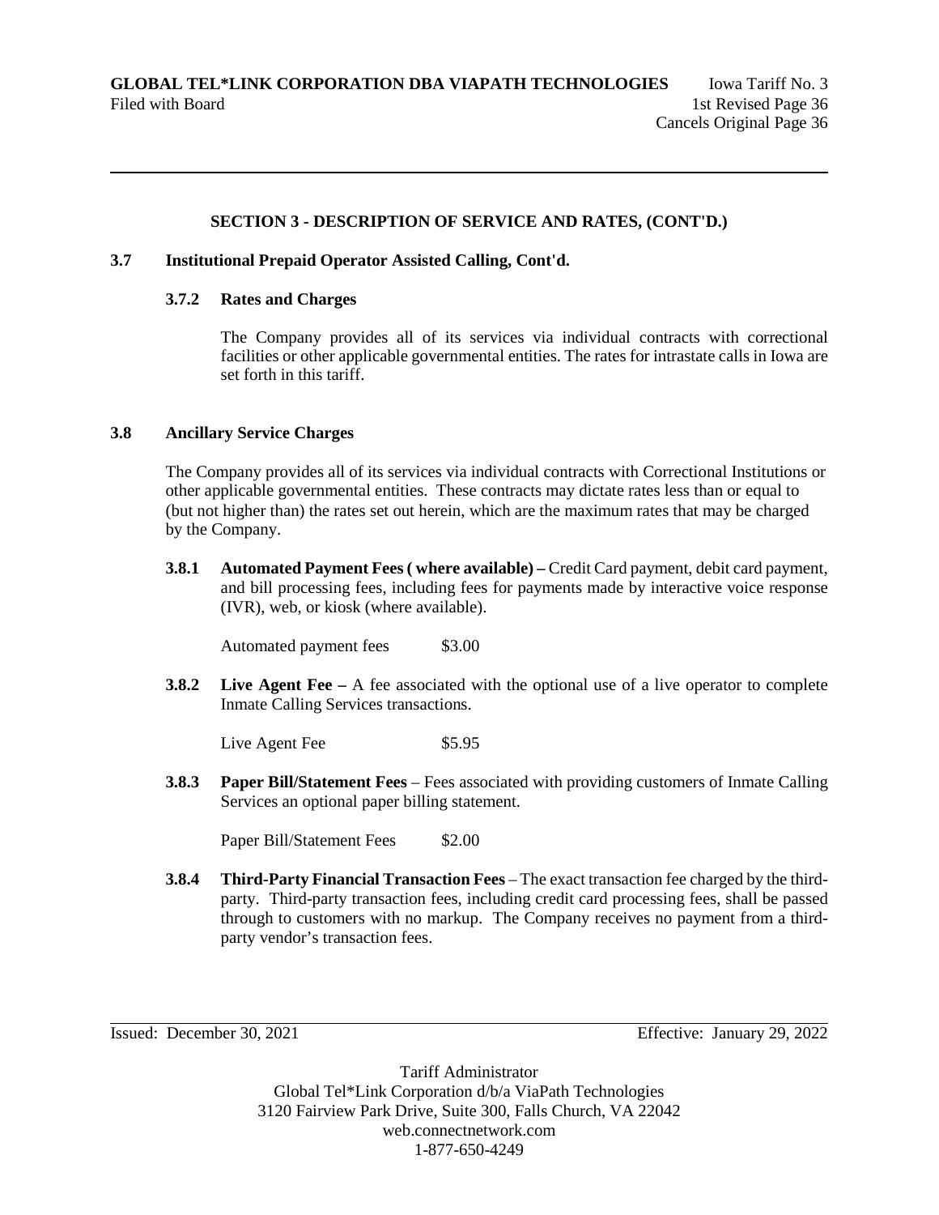## SECTION 3 - DESCRIPTION OF SERVICE AND RATES, (CONT'D.)

### 3.7 Institutional Prepaid Operator Assisted Calling, Cont'd.

#### 3.7.2 Rates and Charges

The Company provides all of its services via individual contracts with correctional facilities or other applicable governmental entities. The rates for intrastate calls in Iowa are set forth in this tariff.

### 3.8 Ancillary Service Charges

The Company provides all of its services via individual contracts with Correctional Institutions or other applicable governmental entities. These contracts may dictate rates less than or equal to (but not higher than) the rates set out herein, which are the maximum rates that may be charged by the Company.

**3.8.1 Automated Payment Fees ( where available) –** Credit Card payment, debit card payment, and bill processing fees, including fees for payments made by interactive voice response (IVR), web, or kiosk (where available).

| | |
|---|---|
| Automated payment fees | $3.00 |

**3.8.2 Live Agent Fee –** A fee associated with the optional use of a live operator to complete Inmate Calling Services transactions.

| | |
|---|---|
| Live Agent Fee | $5.95 |

**3.8.3 Paper Bill/Statement Fees** – Fees associated with providing customers of Inmate Calling Services an optional paper billing statement.

| | |
|---|---|
| Paper Bill/Statement Fees | $2.00 |

**3.8.4 Third-Party Financial Transaction Fees** – The exact transaction fee charged by the third-party. Third-party transaction fees, including credit card processing fees, shall be passed through to customers with no markup. The Company receives no payment from a third-party vendor's transaction fees.